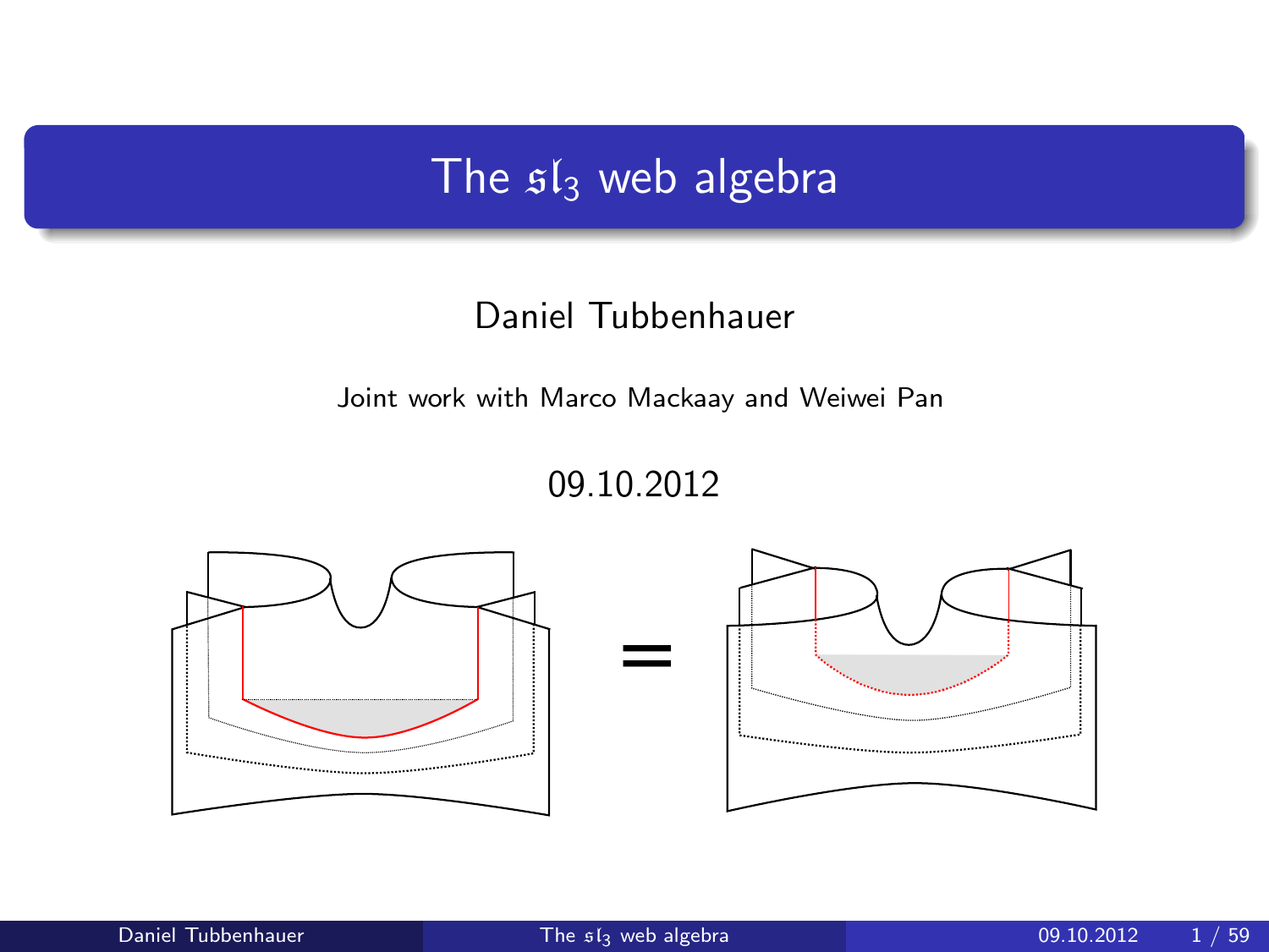# The $\mathfrak{sl}_3$ web algebra

Daniel Tubbenhauer

Joint work with Marco Mackaay and Weiwei Pan

09.10.2012

$$=$$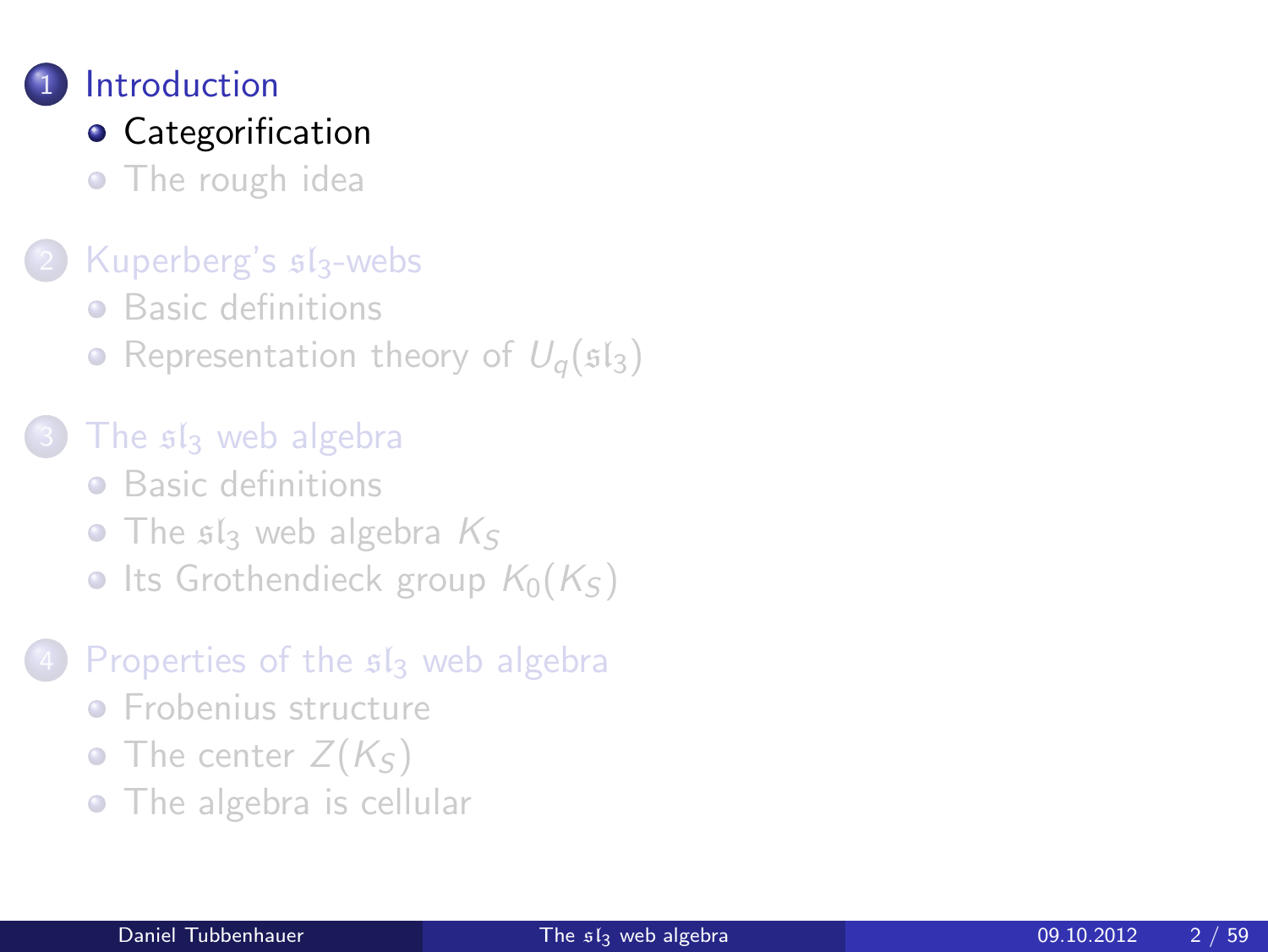1. Introduction
   - Categorification
   - The rough idea
2. Kuperberg's $\mathfrak{sl}_3$-webs
   - Basic definitions
   - Representation theory of $U_q(\mathfrak{sl}_3)$
3. The $\mathfrak{sl}_3$ web algebra
   - Basic definitions
   - The $\mathfrak{sl}_3$ web algebra $K_S$
   - Its Grothendieck group $K_0(K_S)$
4. Properties of the $\mathfrak{sl}_3$ web algebra
   - Frobenius structure
   - The center $Z(K_S)$
   - The algebra is cellular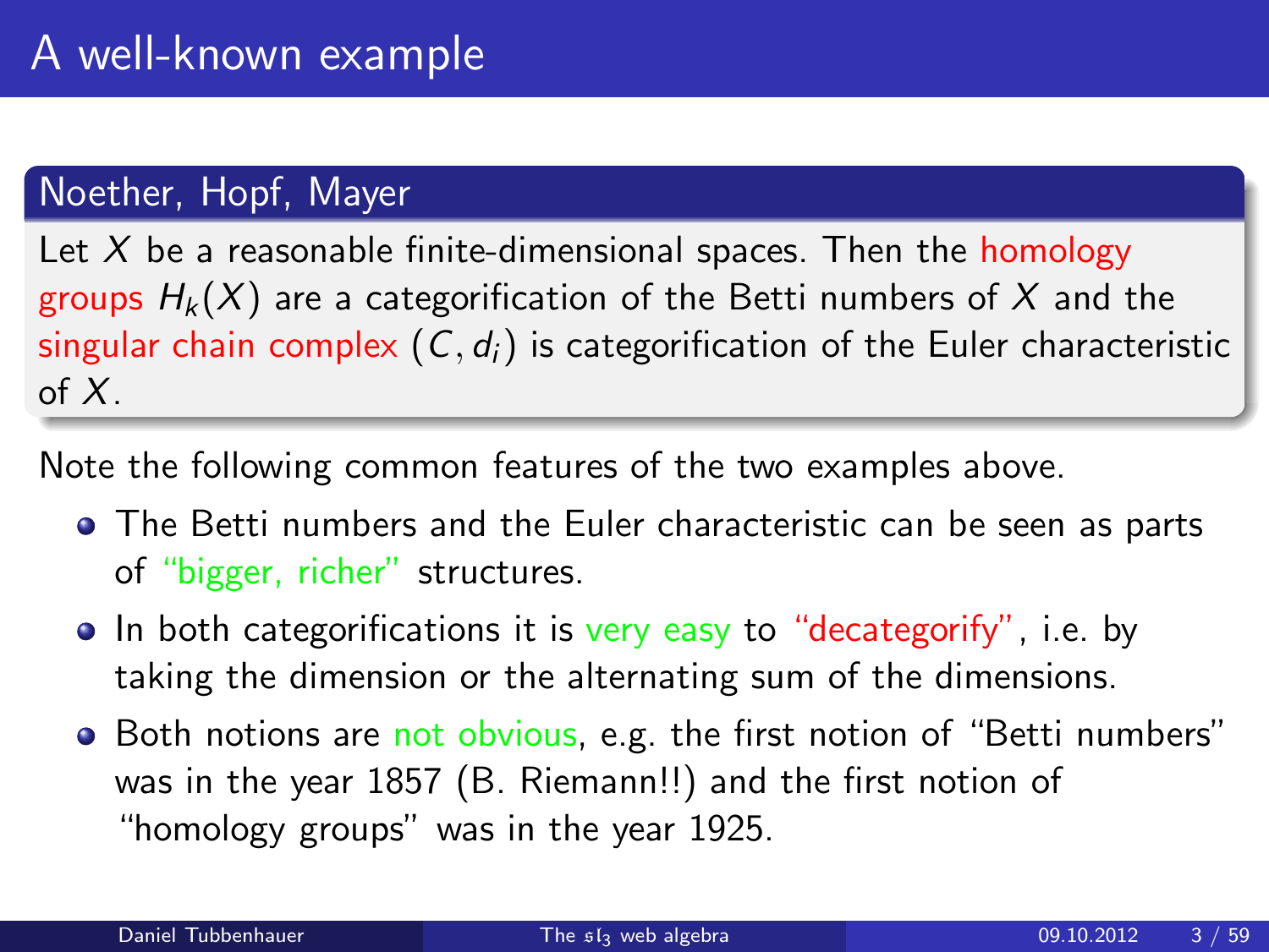# A well-known example

## Noether, Hopf, Mayer

Let $X$ be a reasonable finite-dimensional spaces. Then the homology groups $H_k(X)$ are a categorification of the Betti numbers of $X$ and the singular chain complex $(C, d_i)$ is categorification of the Euler characteristic of $X$.

Note the following common features of the two examples above.

- The Betti numbers and the Euler characteristic can be seen as parts of "bigger, richer" structures.
- In both categorifications it is very easy to "decategorify", i.e. by taking the dimension or the alternating sum of the dimensions.
- Both notions are not obvious, e.g. the first notion of "Betti numbers" was in the year 1857 (B. Riemann!!) and the first notion of "homology groups" was in the year 1925.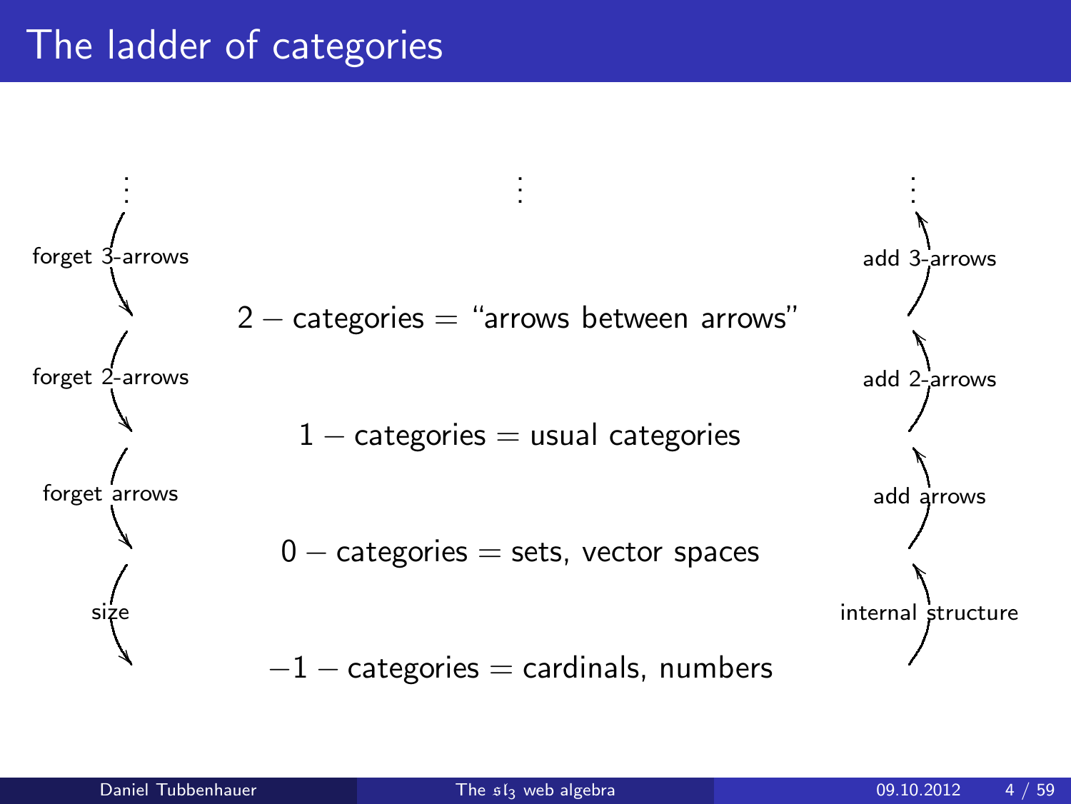# The ladder of categories

$\vdots$

forget 3-arrows ↓ / add 3-arrows ↑

$2-\text{categories} = $ "arrows between arrows"

forget 2-arrows ↓ / add 2-arrows ↑

$1-\text{categories} = $ usual categories

forget arrows ↓ / add arrows ↑

$0-\text{categories} = $ sets, vector spaces

size ↓ / internal structure ↑

$-1-\text{categories} = $ cardinals, numbers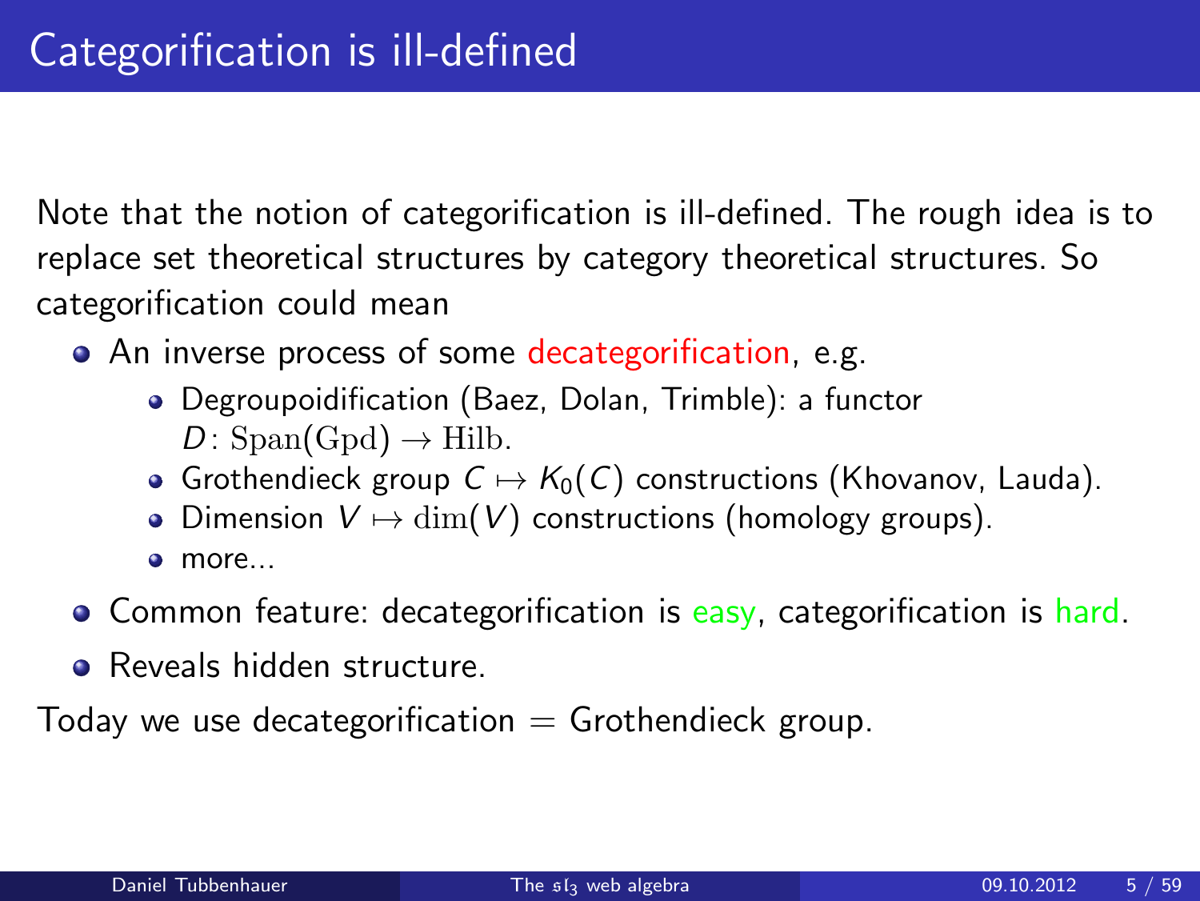# Categorification is ill-defined

Note that the notion of categorification is ill-defined. The rough idea is to replace set theoretical structures by category theoretical structures. So categorification could mean

- An inverse process of some decategorification, e.g.
  - Degroupoidification (Baez, Dolan, Trimble): a functor $D\colon \mathrm{Span}(\mathrm{Gpd}) \to \mathrm{Hilb}$.
  - Grothendieck group $C \mapsto K_0(C)$ constructions (Khovanov, Lauda).
  - Dimension $V \mapsto \dim(V)$ constructions (homology groups).
  - more...
- Common feature: decategorification is easy, categorification is hard.
- Reveals hidden structure.

Today we use decategorification $=$ Grothendieck group.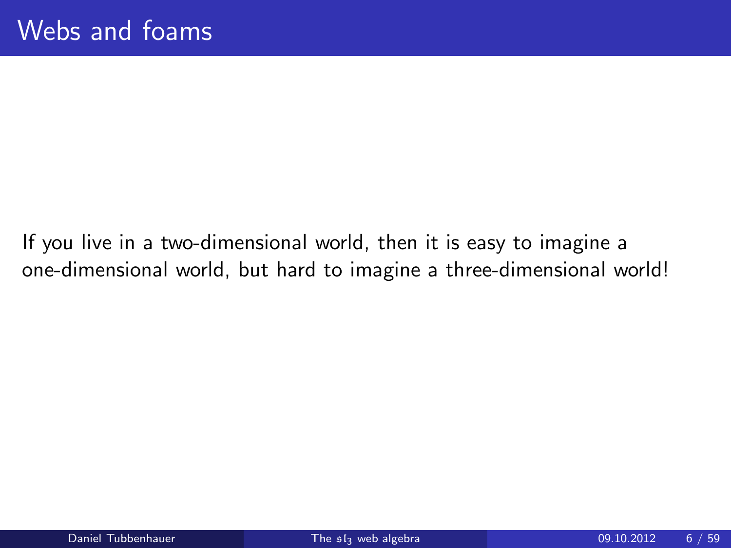# Webs and foams

If you live in a two-dimensional world, then it is easy to imagine a one-dimensional world, but hard to imagine a three-dimensional world!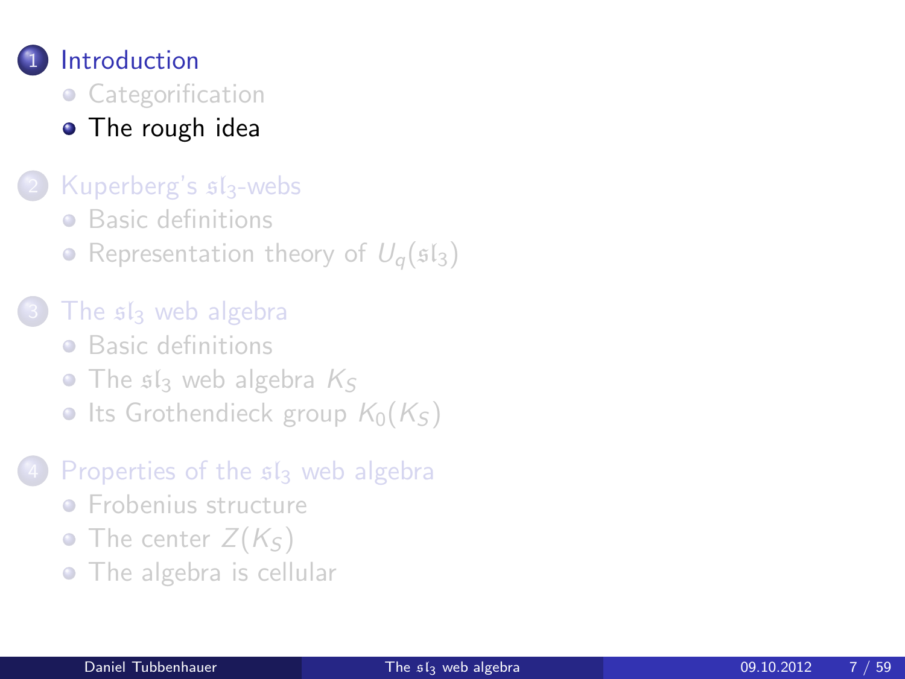1. Introduction
   - Categorification
   - The rough idea

2. Kuperberg's $\mathfrak{sl}_3$-webs
   - Basic definitions
   - Representation theory of $U_q(\mathfrak{sl}_3)$

3. The $\mathfrak{sl}_3$ web algebra
   - Basic definitions
   - The $\mathfrak{sl}_3$ web algebra $K_S$
   - Its Grothendieck group $K_0(K_S)$

4. Properties of the $\mathfrak{sl}_3$ web algebra
   - Frobenius structure
   - The center $Z(K_S)$
   - The algebra is cellular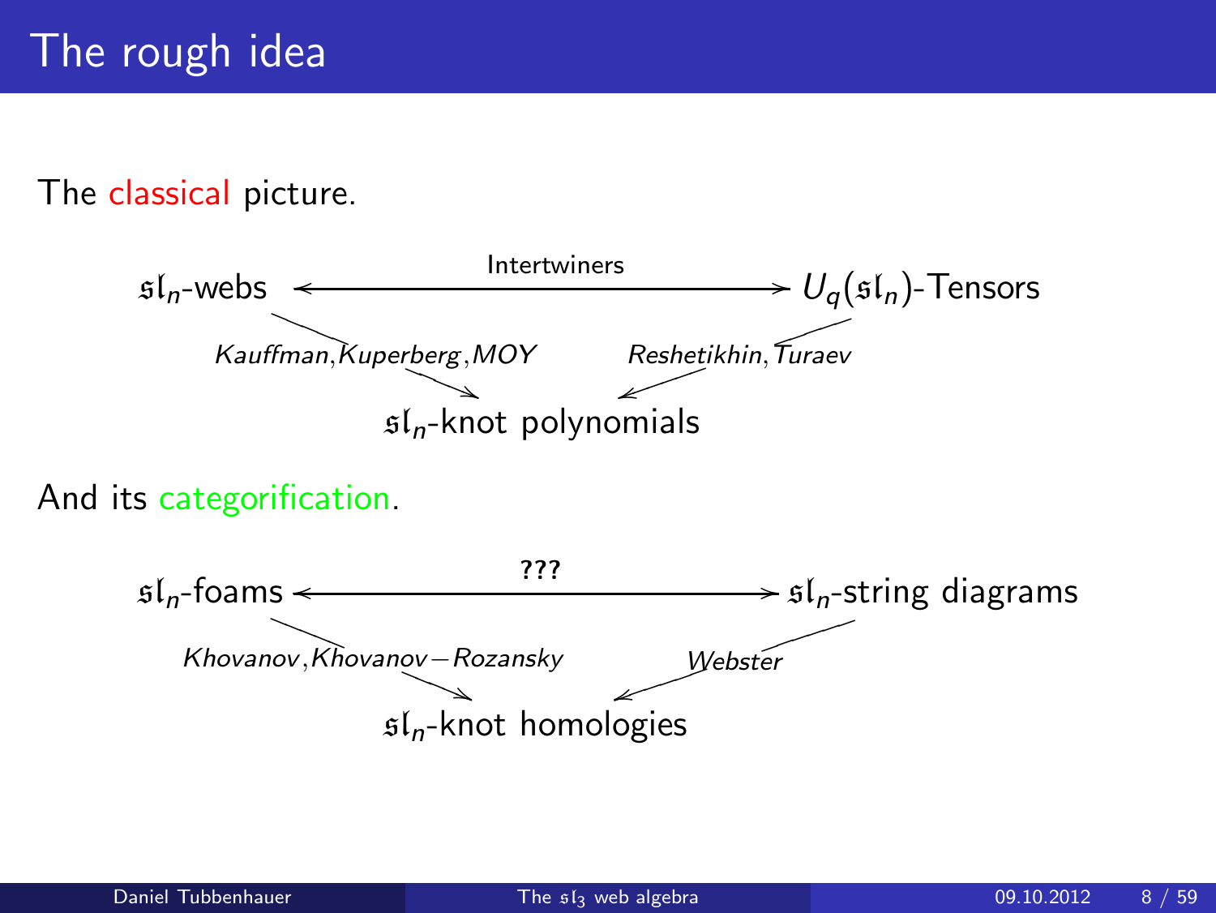# The rough idea

The classical picture.

$\mathfrak{sl}_n$-webs ⟵ Intertwiners ⟶ $U_q(\mathfrak{sl}_n)$-Tensors

*Kauffman, Kuperberg, MOY* (from $\mathfrak{sl}_n$-webs) and *Reshetikhin, Turaev* (from $U_q(\mathfrak{sl}_n)$-Tensors) ⟶ $\mathfrak{sl}_n$-knot polynomials

And its categorification.

$\mathfrak{sl}_n$-foams ⟵ ??? ⟶ $\mathfrak{sl}_n$-string diagrams

*Khovanov, Khovanov−Rozansky* (from $\mathfrak{sl}_n$-foams) and *Webster* (from $\mathfrak{sl}_n$-string diagrams) ⟶ $\mathfrak{sl}_n$-knot homologies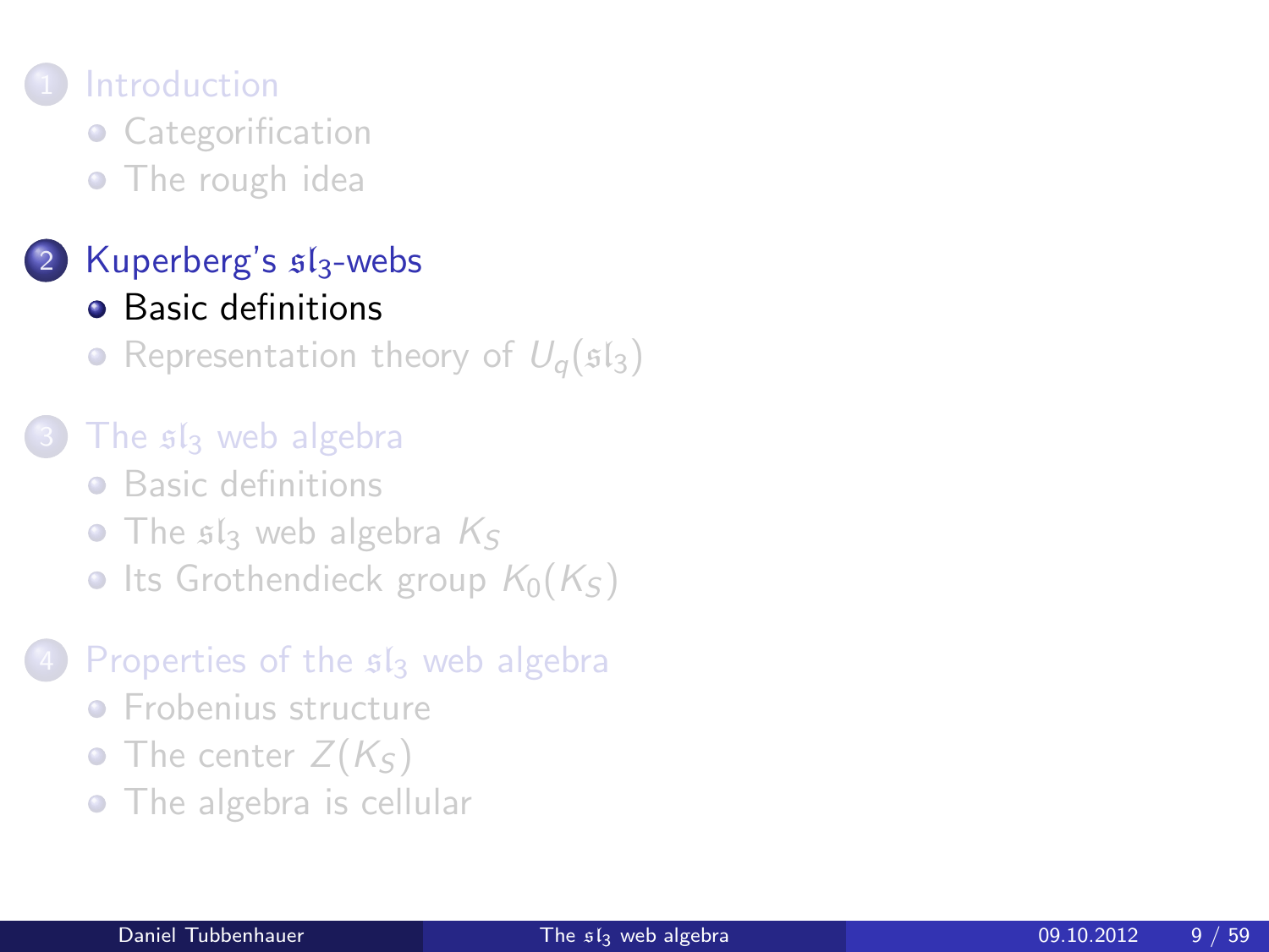1. Introduction
   - Categorification
   - The rough idea

2. Kuperberg's $\mathfrak{sl}_3$-webs
   - **Basic definitions**
   - Representation theory of $U_q(\mathfrak{sl}_3)$

3. The $\mathfrak{sl}_3$ web algebra
   - Basic definitions
   - The $\mathfrak{sl}_3$ web algebra $K_S$
   - Its Grothendieck group $K_0(K_S)$

4. Properties of the $\mathfrak{sl}_3$ web algebra
   - Frobenius structure
   - The center $Z(K_S)$
   - The algebra is cellular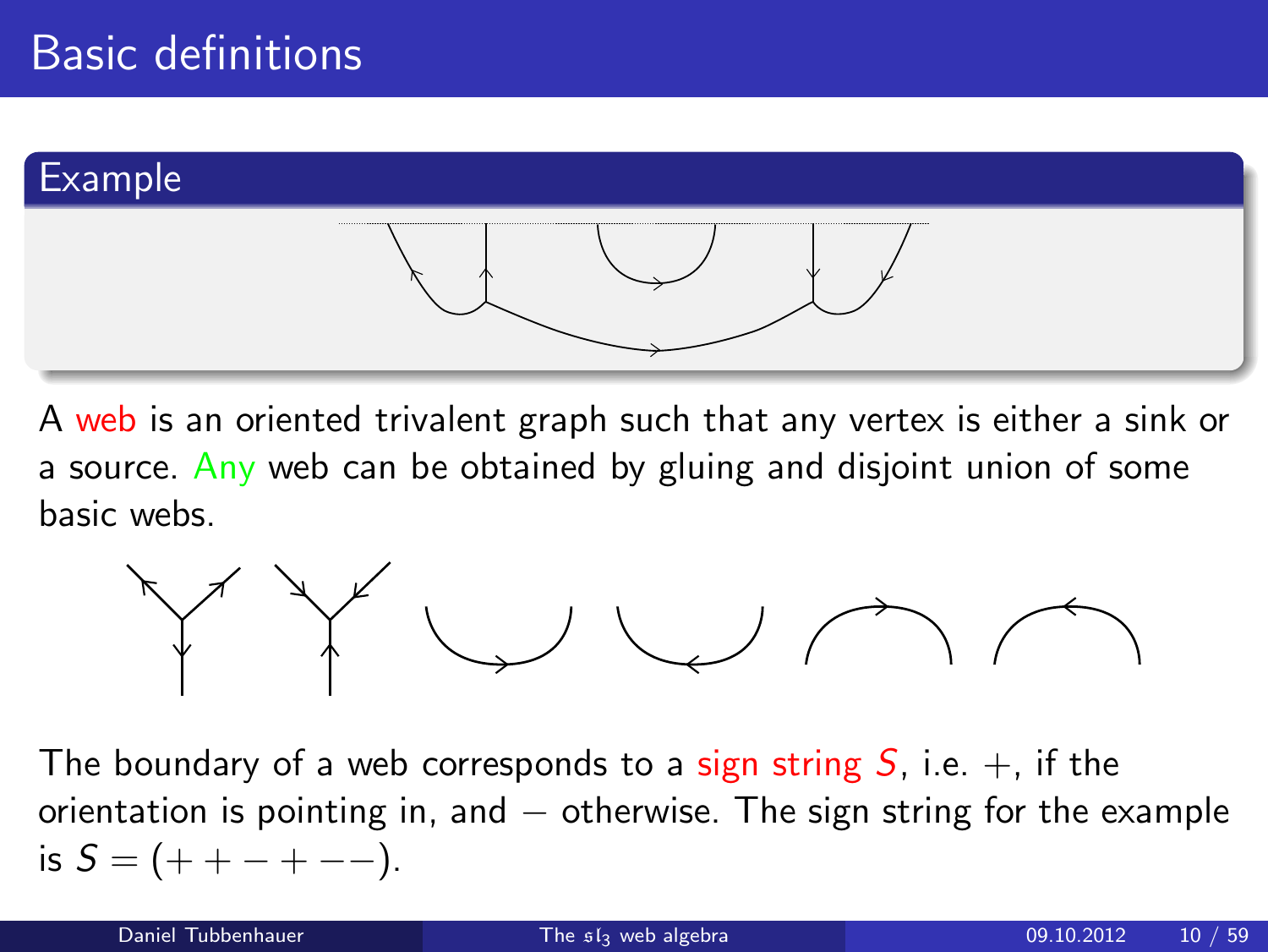# Basic definitions

## Example

A web is an oriented trivalent graph such that any vertex is either a sink or a source. Any web can be obtained by gluing and disjoint union of some basic webs.

The boundary of a web corresponds to a sign string $S$, i.e. $+$, if the orientation is pointing in, and $-$ otherwise. The sign string for the example is $S = (++-+--)$.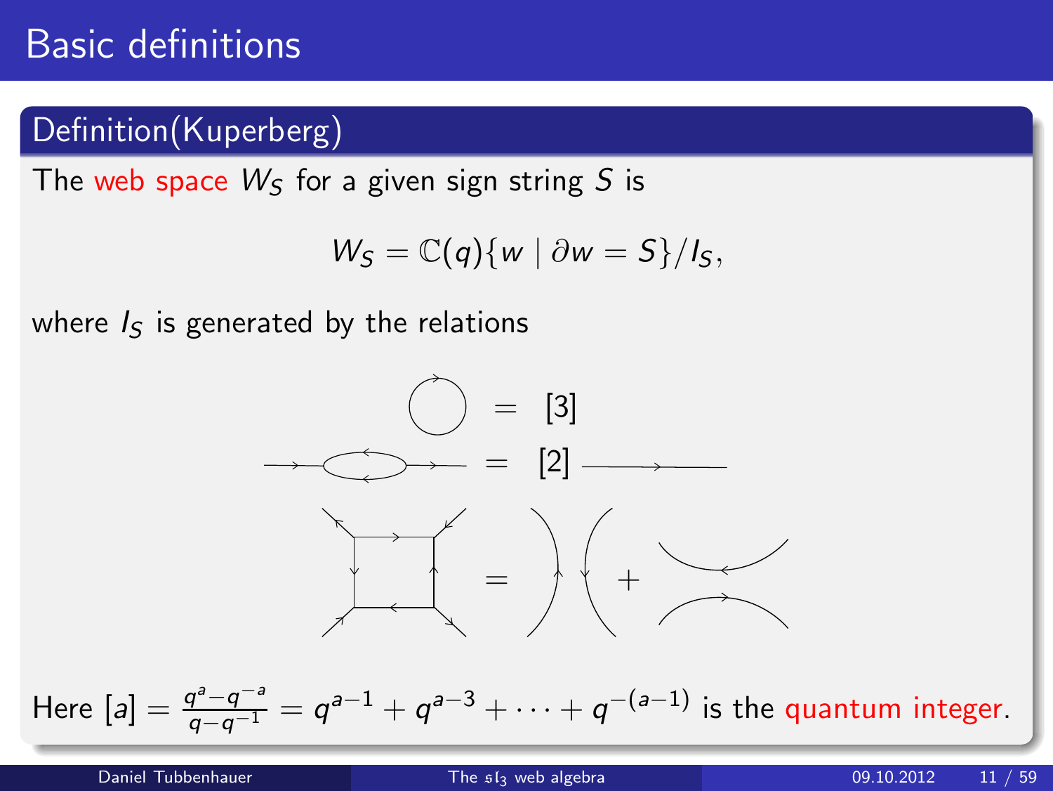# Basic definitions

## Definition(Kuperberg)

The web space $W_S$ for a given sign string $S$ is

$$W_S = \mathbb{C}(q)\{w \mid \partial w = S\}/I_S,$$

where $I_S$ is generated by the relations

$$\bigcirc = [3]$$

$$= [2]$$

$$= \quad + $$

Here $[a] = \frac{q^a - q^{-a}}{q - q^{-1}} = q^{a-1} + q^{a-3} + \cdots + q^{-(a-1)}$ is the quantum integer.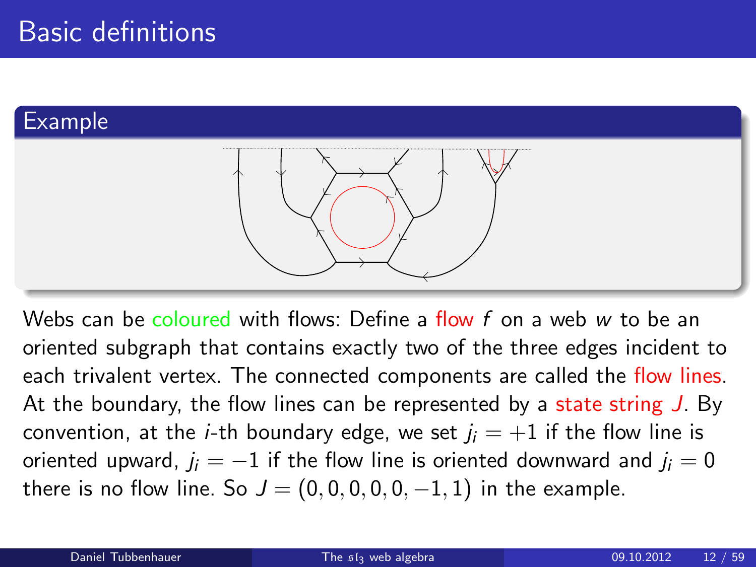# Basic definitions

## Example

Webs can be coloured with flows: Define a flow $f$ on a web $w$ to be an oriented subgraph that contains exactly two of the three edges incident to each trivalent vertex. The connected components are called the flow lines. At the boundary, the flow lines can be represented by a state string $J$. By convention, at the $i$-th boundary edge, we set $j_i = +1$ if the flow line is oriented upward, $j_i = -1$ if the flow line is oriented downward and $j_i = 0$ there is no flow line. So $J = (0, 0, 0, 0, 0, -1, 1)$ in the example.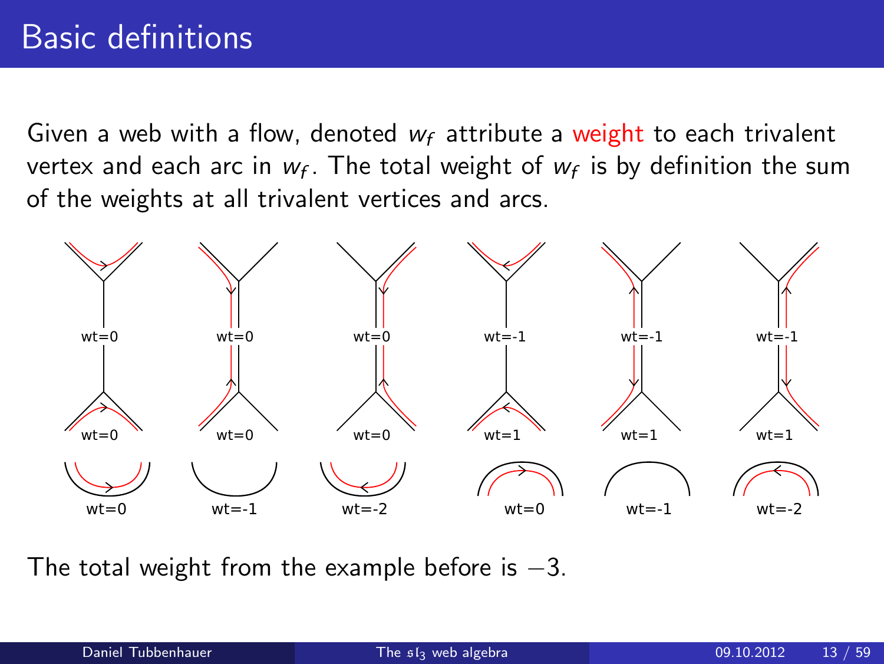# Basic definitions

Given a web with a flow, denoted $w_f$ attribute a weight to each trivalent vertex and each arc in $w_f$. The total weight of $w_f$ is by definition the sum of the weights at all trivalent vertices and arcs.

wt=0 wt=0 wt=0 wt=-1 wt=-1 wt=-1

wt=0 wt=0 wt=0 wt=1 wt=1 wt=1

wt=0 wt=-1 wt=-2 wt=0 wt=-1 wt=-2

The total weight from the example before is $-3$.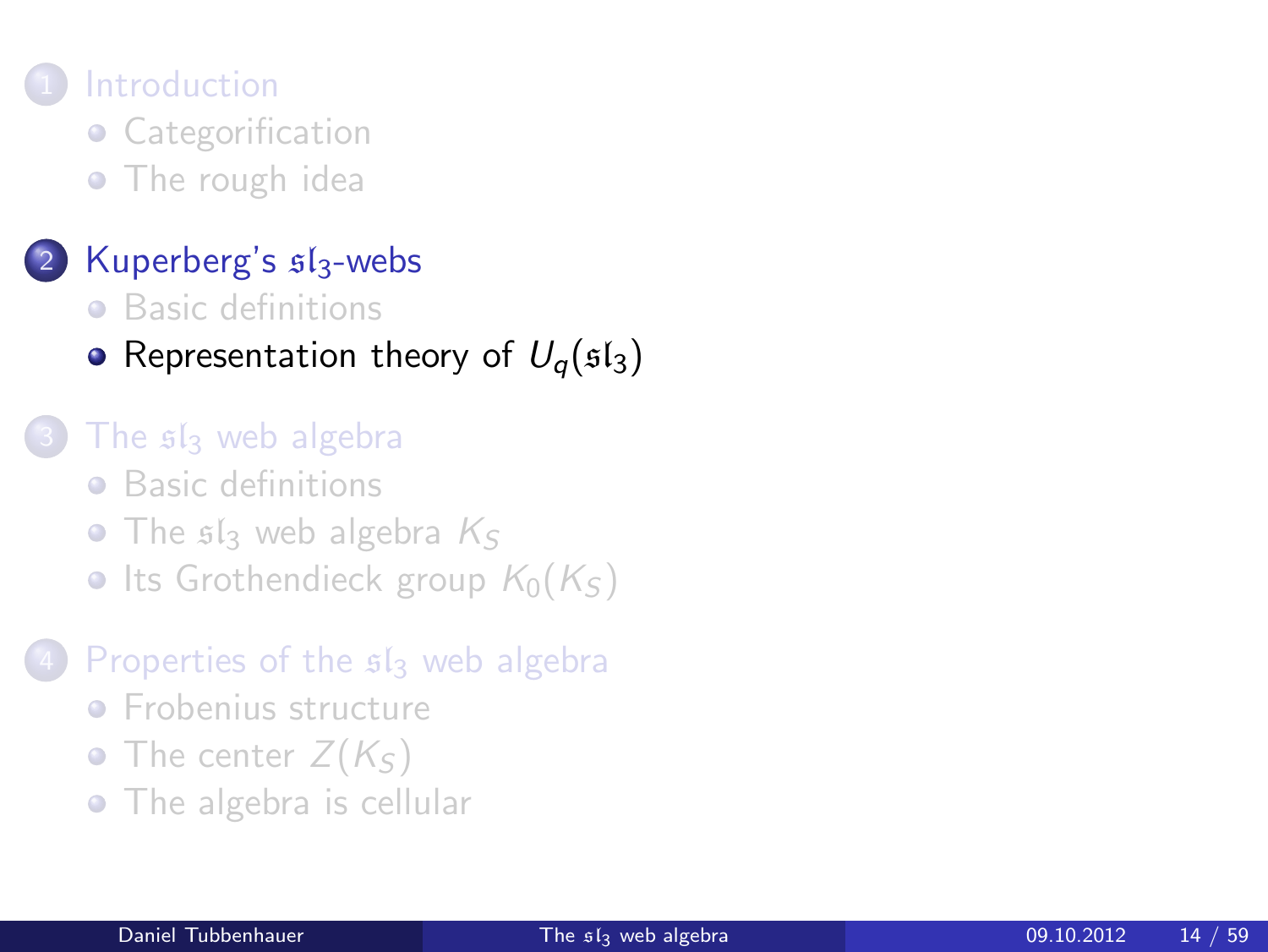1. Introduction
   - Categorification
   - The rough idea

2. Kuperberg's $\mathfrak{sl}_3$-webs
   - Basic definitions
   - Representation theory of $U_q(\mathfrak{sl}_3)$

3. The $\mathfrak{sl}_3$ web algebra
   - Basic definitions
   - The $\mathfrak{sl}_3$ web algebra $K_S$
   - Its Grothendieck group $K_0(K_S)$

4. Properties of the $\mathfrak{sl}_3$ web algebra
   - Frobenius structure
   - The center $Z(K_S)$
   - The algebra is cellular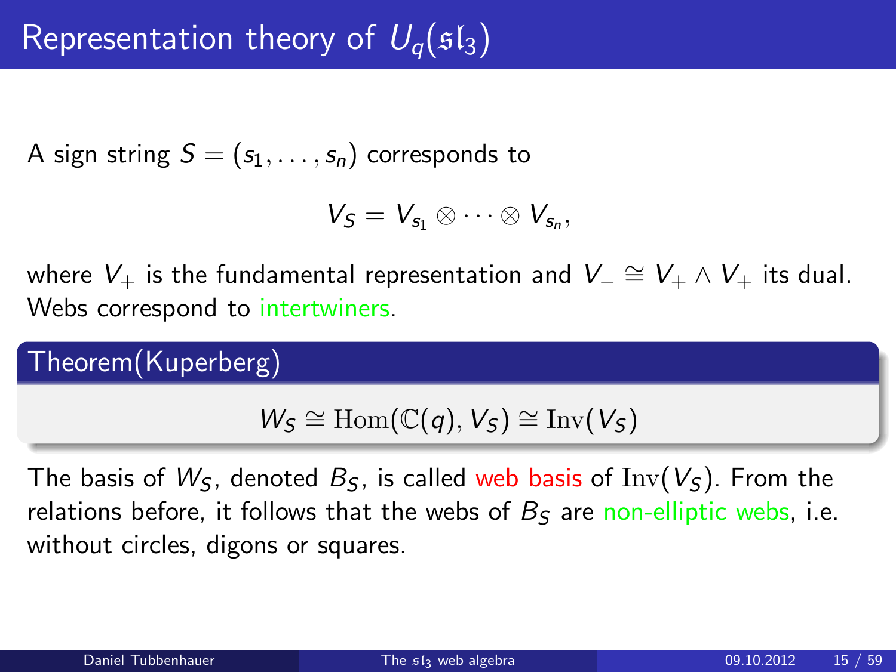# Representation theory of $U_q(\mathfrak{sl}_3)$

A sign string $S = (s_1, \ldots, s_n)$ corresponds to

$$V_S = V_{s_1} \otimes \cdots \otimes V_{s_n},$$

where $V_+$ is the fundamental representation and $V_- \cong V_+ \wedge V_+$ its dual. Webs correspond to intertwiners.

**Theorem(Kuperberg)**

$$W_S \cong \mathrm{Hom}(\mathbb{C}(q), V_S) \cong \mathrm{Inv}(V_S)$$

The basis of $W_S$, denoted $B_S$, is called web basis of $\mathrm{Inv}(V_S)$. From the relations before, it follows that the webs of $B_S$ are non-elliptic webs, i.e. without circles, digons or squares.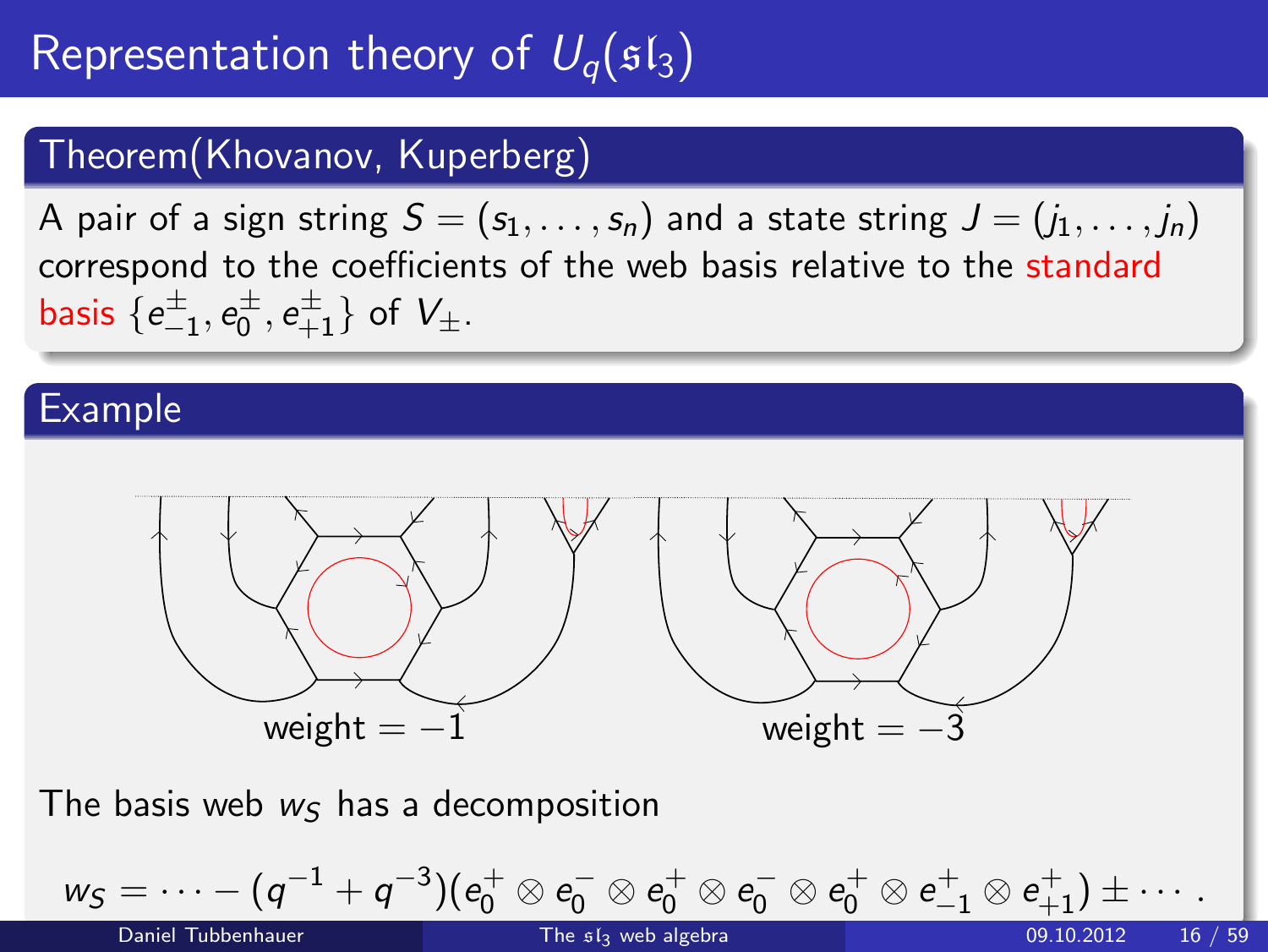# Representation theory of $U_q(\mathfrak{sl}_3)$

## Theorem(Khovanov, Kuperberg)

A pair of a sign string $S = (s_1, \ldots, s_n)$ and a state string $J = (j_1, \ldots, j_n)$ correspond to the coefficients of the web basis relative to the standard basis $\{e^{\pm}_{-1}, e^{\pm}_{0}, e^{\pm}_{+1}\}$ of $V_{\pm}$.

## Example

weight $= -1$

weight $= -3$

The basis web $w_S$ has a decomposition

$$w_S = \cdots - (q^{-1} + q^{-3})(e_0^{+} \otimes e_0^{-} \otimes e_0^{+} \otimes e_0^{-} \otimes e_0^{+} \otimes e_{-1}^{+} \otimes e_{+1}^{+}) \pm \cdots .$$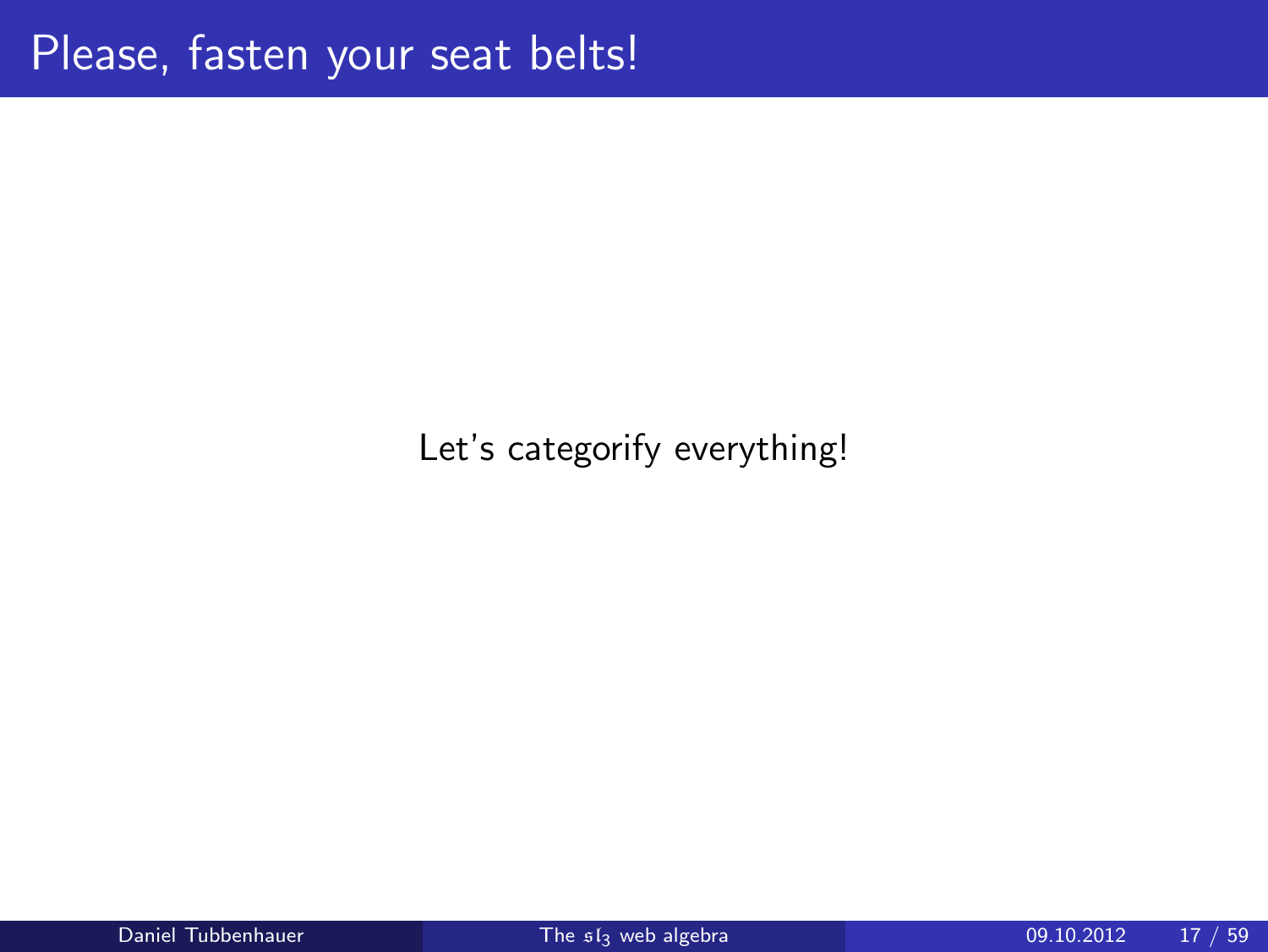# Please, fasten your seat belts!

Let's categorify everything!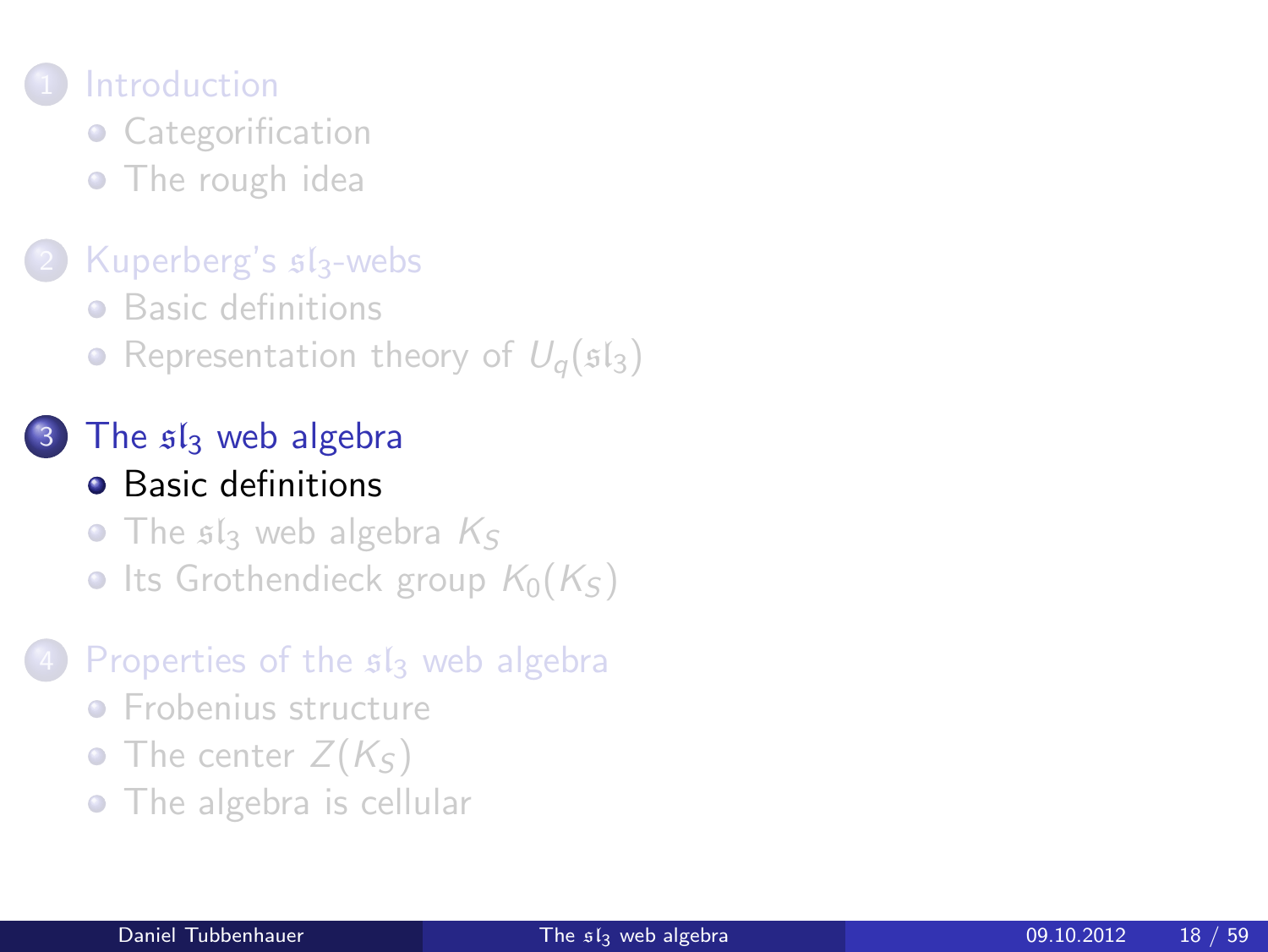1. Introduction
   - Categorification
   - The rough idea
2. Kuperberg's $\mathfrak{sl}_3$-webs
   - Basic definitions
   - Representation theory of $U_q(\mathfrak{sl}_3)$
3. The $\mathfrak{sl}_3$ web algebra
   - **Basic definitions**
   - The $\mathfrak{sl}_3$ web algebra $K_S$
   - Its Grothendieck group $K_0(K_S)$
4. Properties of the $\mathfrak{sl}_3$ web algebra
   - Frobenius structure
   - The center $Z(K_S)$
   - The algebra is cellular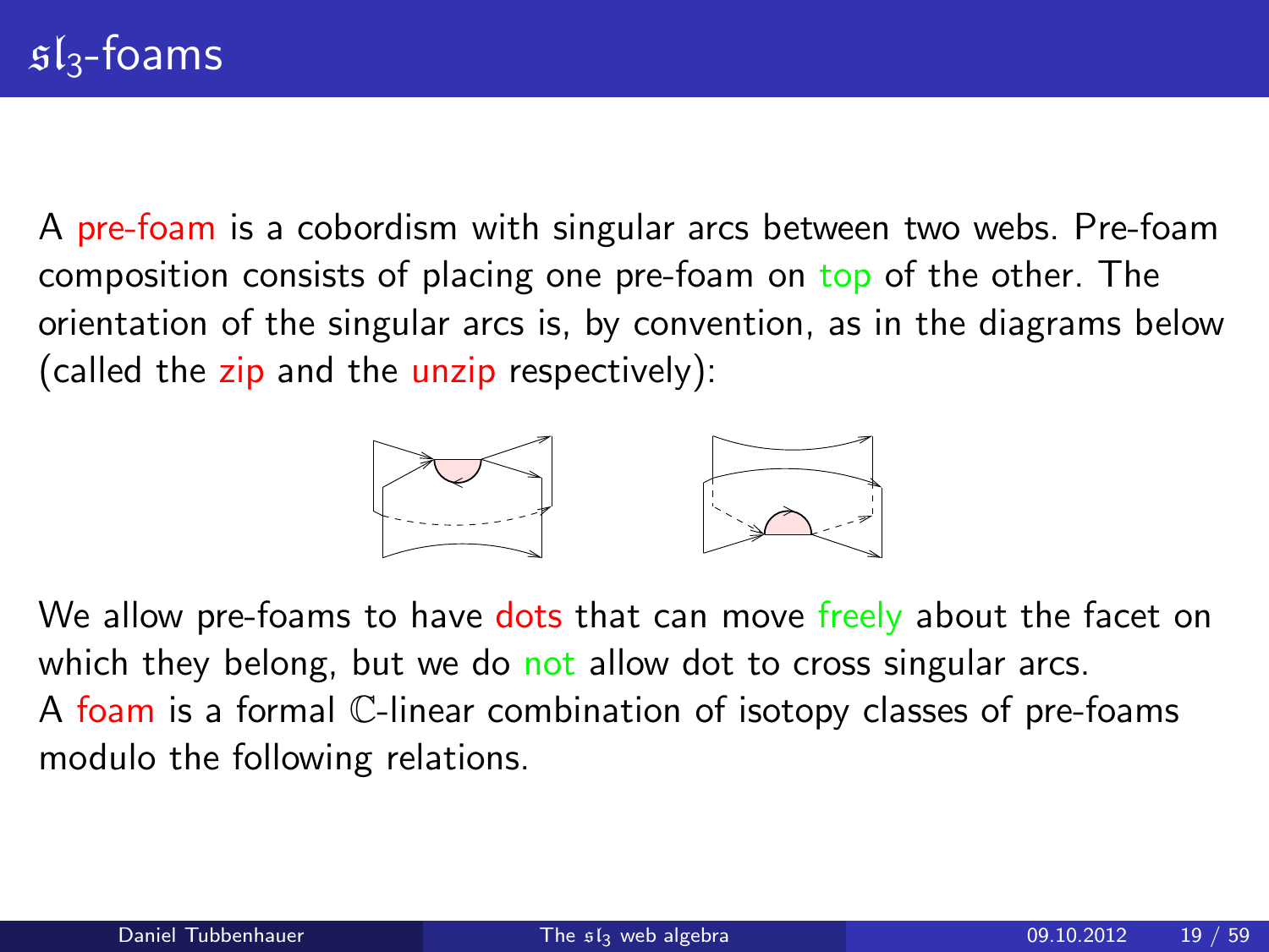# $\mathfrak{sl}_3$-foams

A pre-foam is a cobordism with singular arcs between two webs. Pre-foam composition consists of placing one pre-foam on top of the other. The orientation of the singular arcs is, by convention, as in the diagrams below (called the zip and the unzip respectively):

We allow pre-foams to have dots that can move freely about the facet on which they belong, but we do not allow dot to cross singular arcs.
A foam is a formal $\mathbb{C}$-linear combination of isotopy classes of pre-foams modulo the following relations.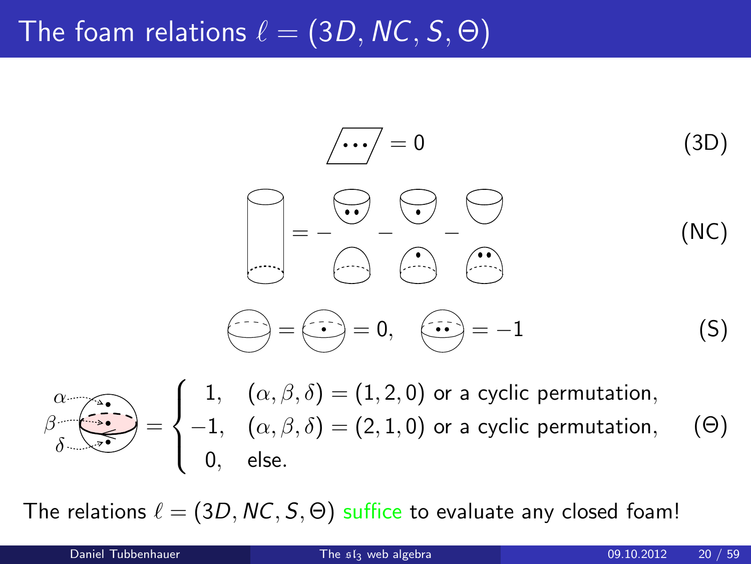# The foam relations $\ell = (3D, NC, S, \Theta)$

$= 0$ (3D)

$= - \quad - \quad -$ (NC)

$= = 0, \quad = -1$ (S)

$$= \begin{cases} 1, & (\alpha, \beta, \delta) = (1, 2, 0) \text{ or a cyclic permutation,} \\ -1, & (\alpha, \beta, \delta) = (2, 1, 0) \text{ or a cyclic permutation,} \\ 0, & \text{else.} \end{cases} \quad (\Theta)$$

The relations $\ell = (3D, NC, S, \Theta)$ suffice to evaluate any closed foam!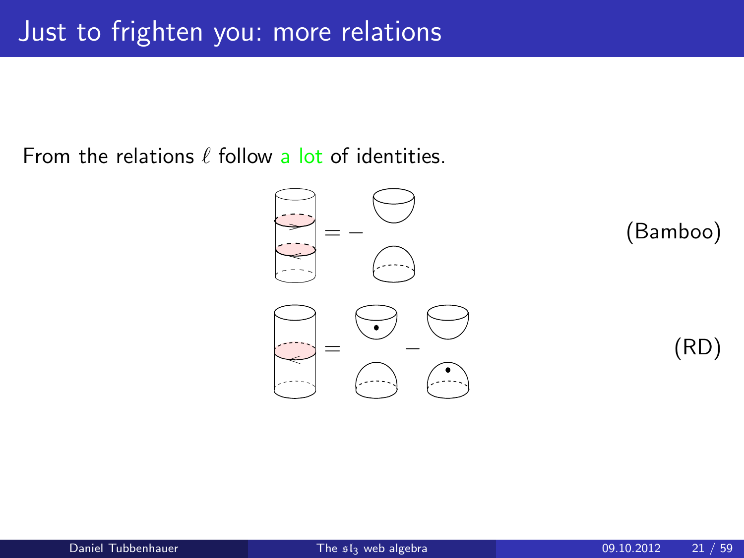# Just to frighten you: more relations

From the relations $\ell$ follow a lot of identities.

$$= -$$ (Bamboo)

$$= \quad - $$ (RD)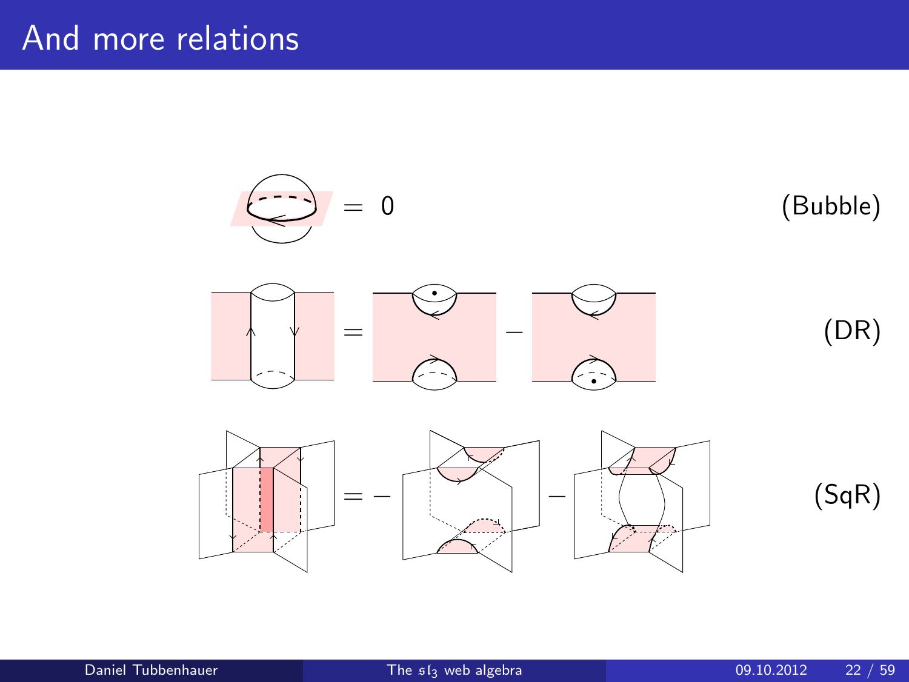# And more relations

$= \ 0$ (Bubble)

$= \quad - $ (DR)

$= - \quad - $ (SqR)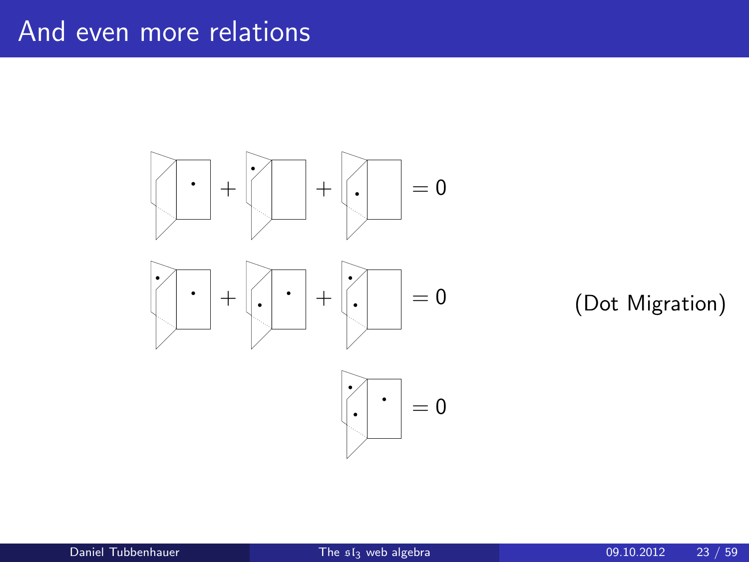# And even more relations

$$+ \quad + \quad = 0$$

$$+ \quad + \quad = 0 \qquad \text{(Dot Migration)}$$

$$= 0$$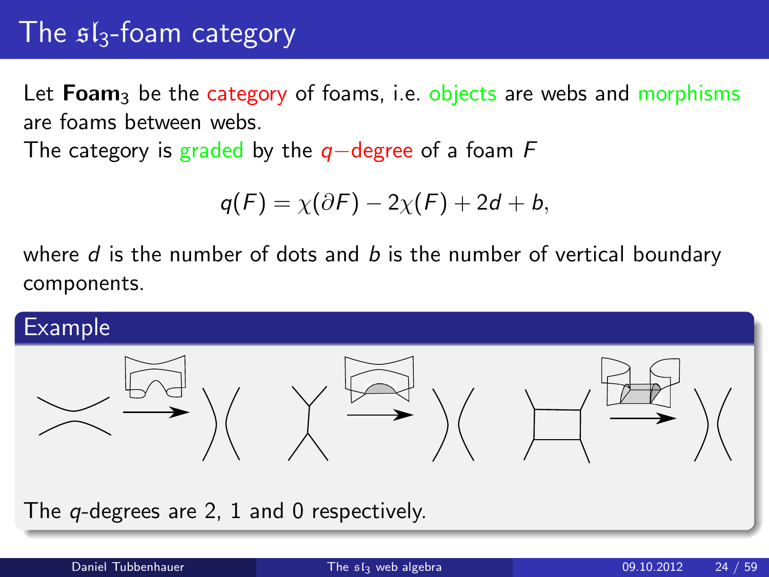# The $\mathfrak{sl}_3$-foam category

Let **Foam**$_3$ be the category of foams, i.e. objects are webs and morphisms are foams between webs.

The category is graded by the $q-$degree of a foam $F$

$$q(F) = \chi(\partial F) - 2\chi(F) + 2d + b,$$

where $d$ is the number of dots and $b$ is the number of vertical boundary components.

## Example

The $q$-degrees are 2, 1 and 0 respectively.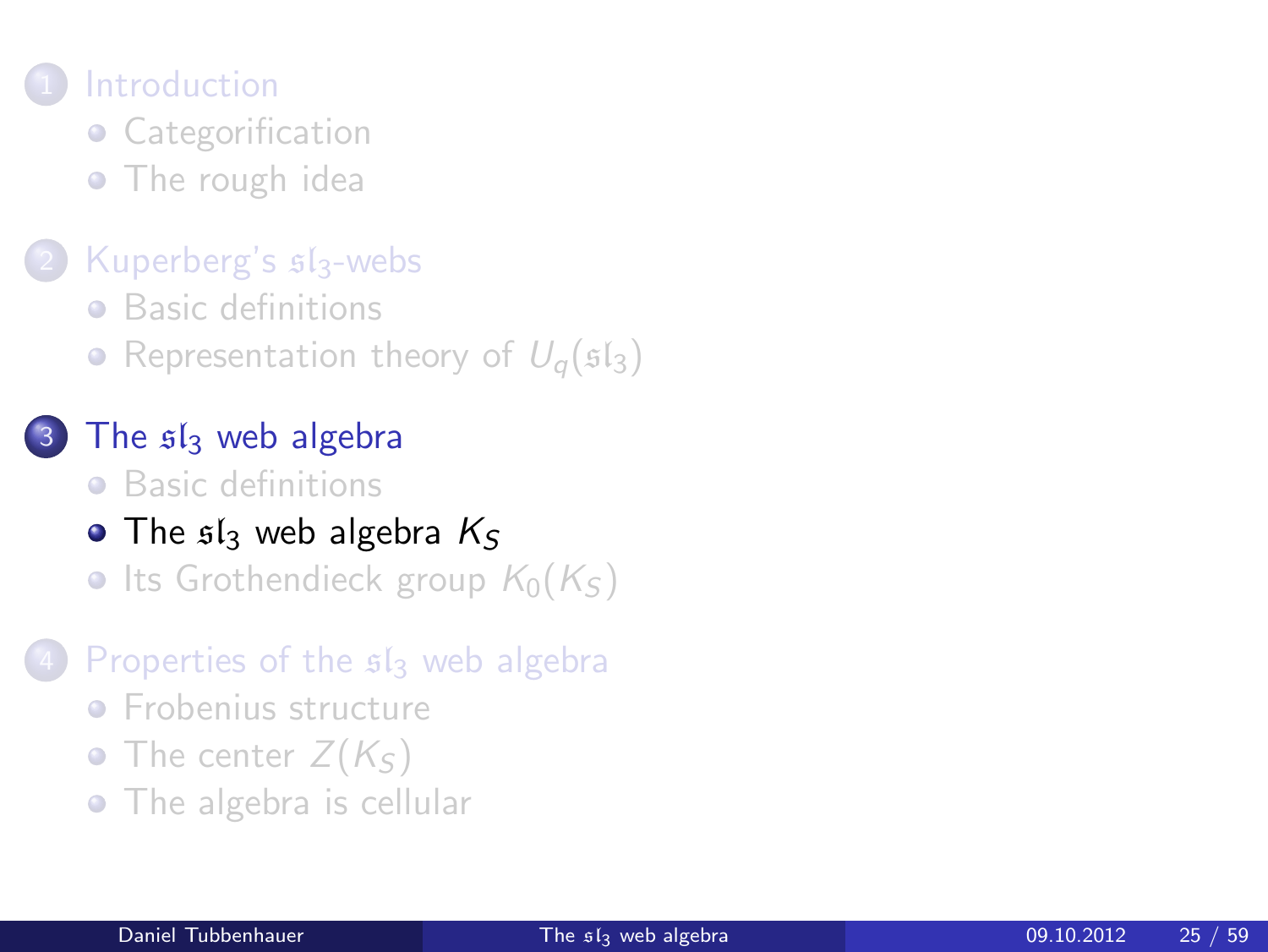1. Introduction
   - Categorification
   - The rough idea
2. Kuperberg's $\mathfrak{sl}_3$-webs
   - Basic definitions
   - Representation theory of $U_q(\mathfrak{sl}_3)$
3. The $\mathfrak{sl}_3$ web algebra
   - Basic definitions
   - The $\mathfrak{sl}_3$ web algebra $K_S$
   - Its Grothendieck group $K_0(K_S)$
4. Properties of the $\mathfrak{sl}_3$ web algebra
   - Frobenius structure
   - The center $Z(K_S)$
   - The algebra is cellular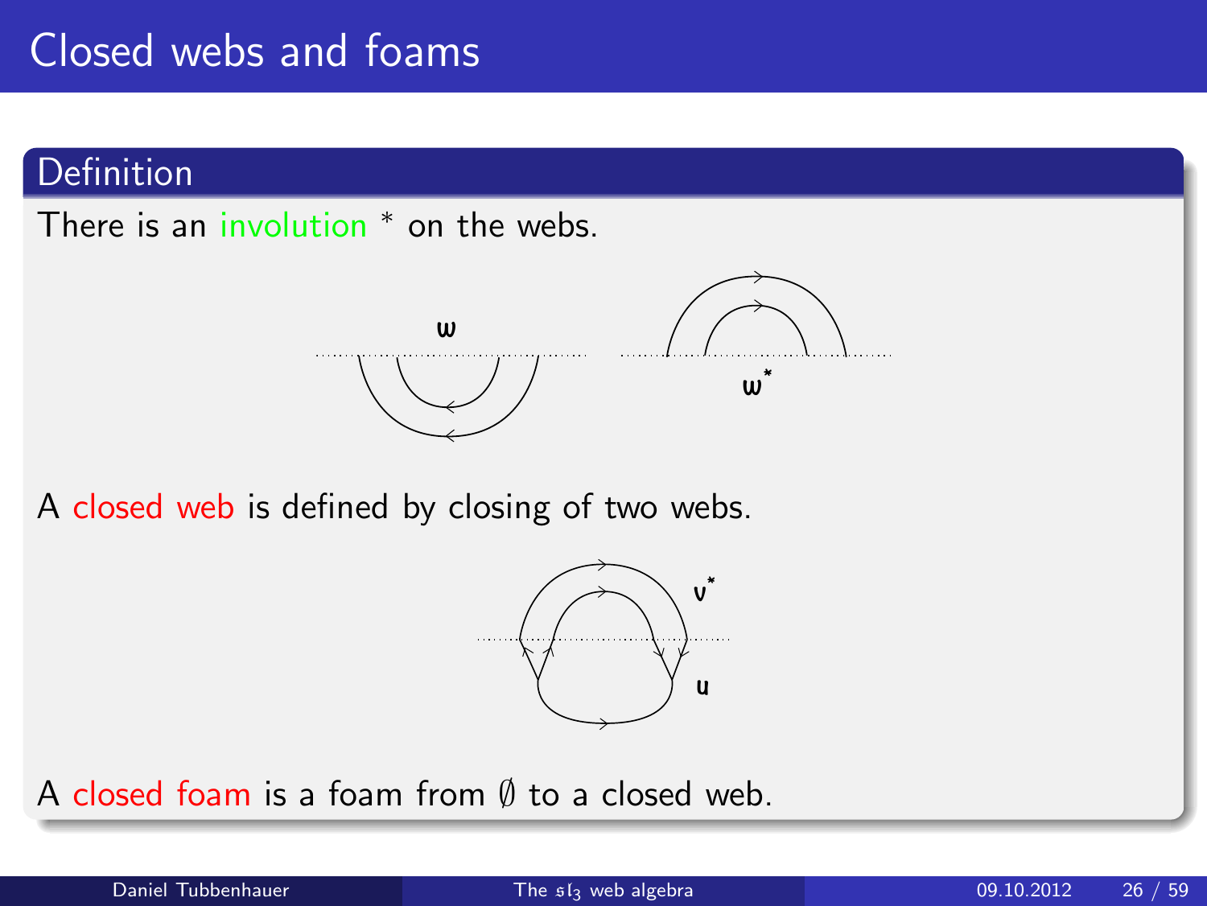# Closed webs and foams

## Definition

There is an involution $^*$ on the webs.

A closed web is defined by closing of two webs.

A closed foam is a foam from $\emptyset$ to a closed web.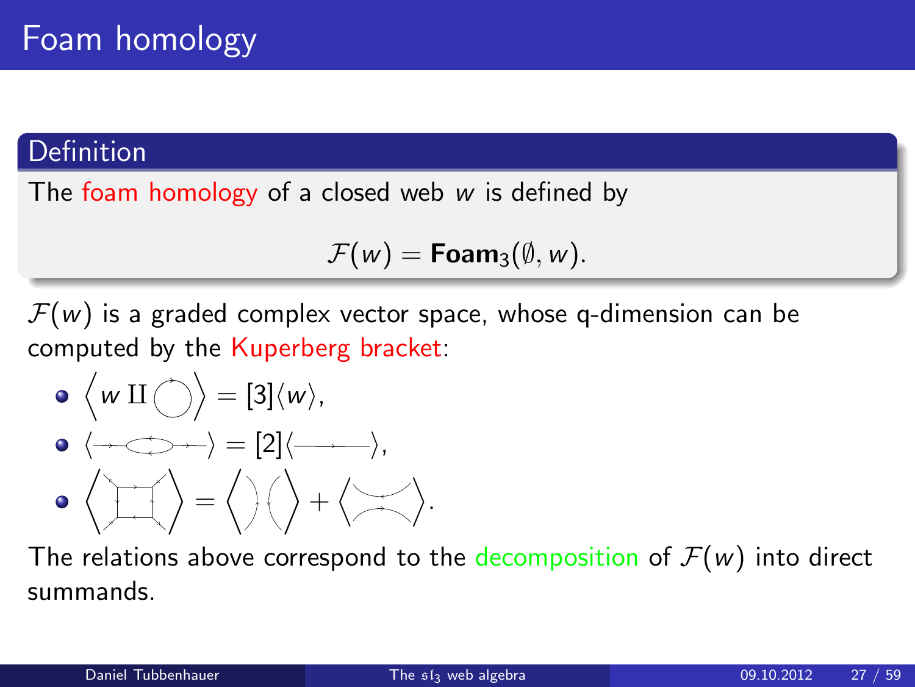# Foam homology

**Definition**

The foam homology of a closed web $w$ is defined by

$$\mathcal{F}(w) = \mathbf{Foam}_3(\emptyset, w).$$

$\mathcal{F}(w)$ is a graded complex vector space, whose q-dimension can be computed by the Kuperberg bracket:

- $\left\langle w \amalg \bigcirc \right\rangle = [3]\langle w \rangle$,
- $\langle \longrightarrow\!\!\bigcirc\!\!\longrightarrow \rangle = [2]\langle \longrightarrow \rangle$,
- $\left\langle \square \right\rangle = \left\langle )\,( \right\rangle + \left\langle \asymp \right\rangle$.

The relations above correspond to the decomposition of $\mathcal{F}(w)$ into direct summands.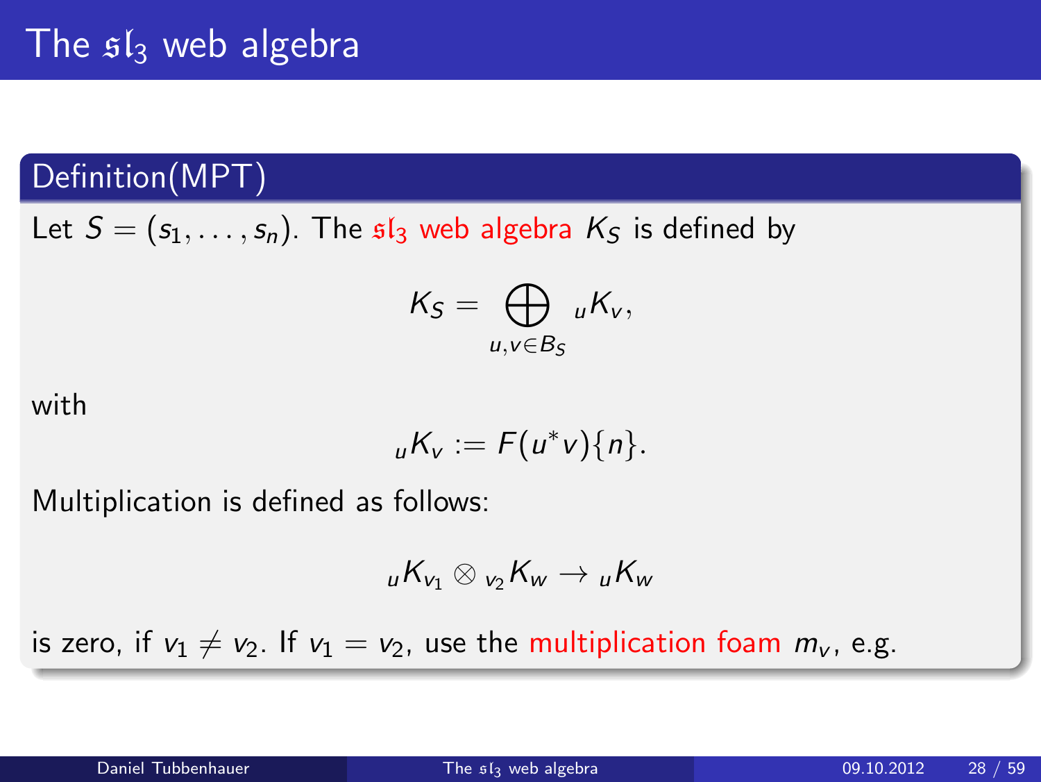# The $\mathfrak{sl}_3$ web algebra

## Definition(MPT)

Let $S = (s_1, \ldots, s_n)$. The $\mathfrak{sl}_3$ web algebra $K_S$ is defined by

$$K_S = \bigoplus_{u,v \in B_S} {}_uK_v,$$

with

$${}_uK_v := F(u^*v)\{n\}.$$

Multiplication is defined as follows:

$${}_uK_{v_1} \otimes {}_{v_2}K_w \to {}_uK_w$$

is zero, if $v_1 \neq v_2$. If $v_1 = v_2$, use the multiplication foam $m_v$, e.g.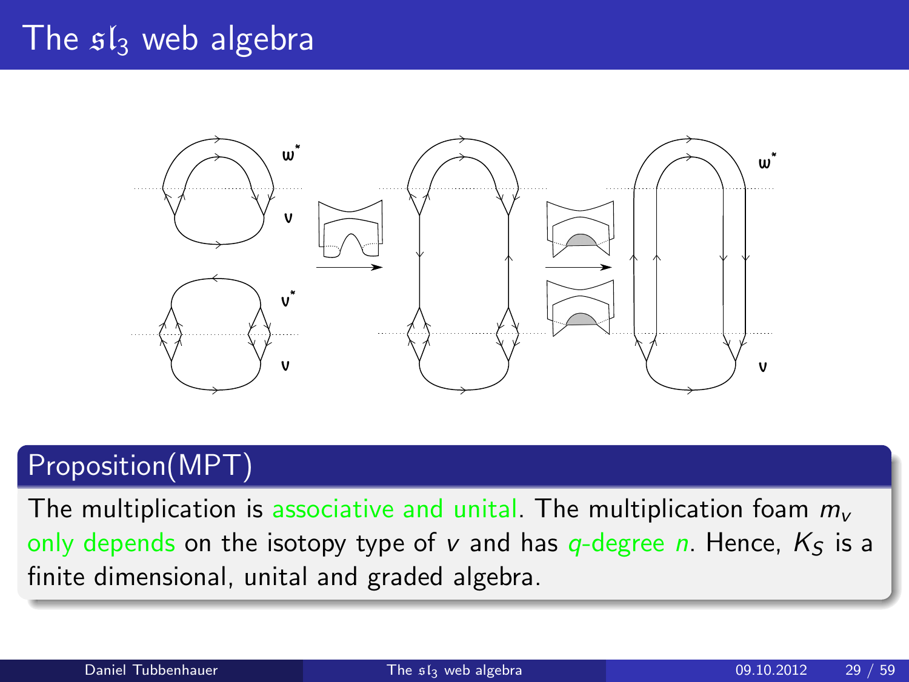# The $\mathfrak{sl}_3$ web algebra

## Proposition(MPT)

The multiplication is associative and unital. The multiplication foam $m_v$ only depends on the isotopy type of $v$ and has $q$-degree $n$. Hence, $K_S$ is a finite dimensional, unital and graded algebra.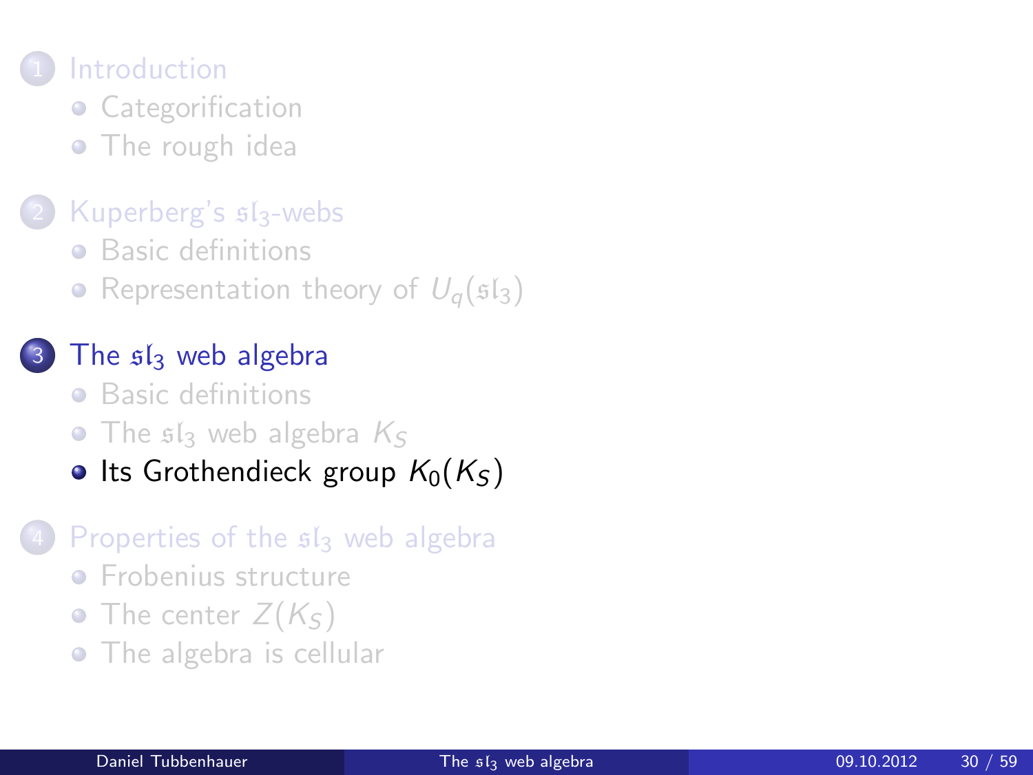1. Introduction
   - Categorification
   - The rough idea
2. Kuperberg's $\mathfrak{sl}_3$-webs
   - Basic definitions
   - Representation theory of $U_q(\mathfrak{sl}_3)$
3. The $\mathfrak{sl}_3$ web algebra
   - Basic definitions
   - The $\mathfrak{sl}_3$ web algebra $K_S$
   - Its Grothendieck group $K_0(K_S)$
4. Properties of the $\mathfrak{sl}_3$ web algebra
   - Frobenius structure
   - The center $Z(K_S)$
   - The algebra is cellular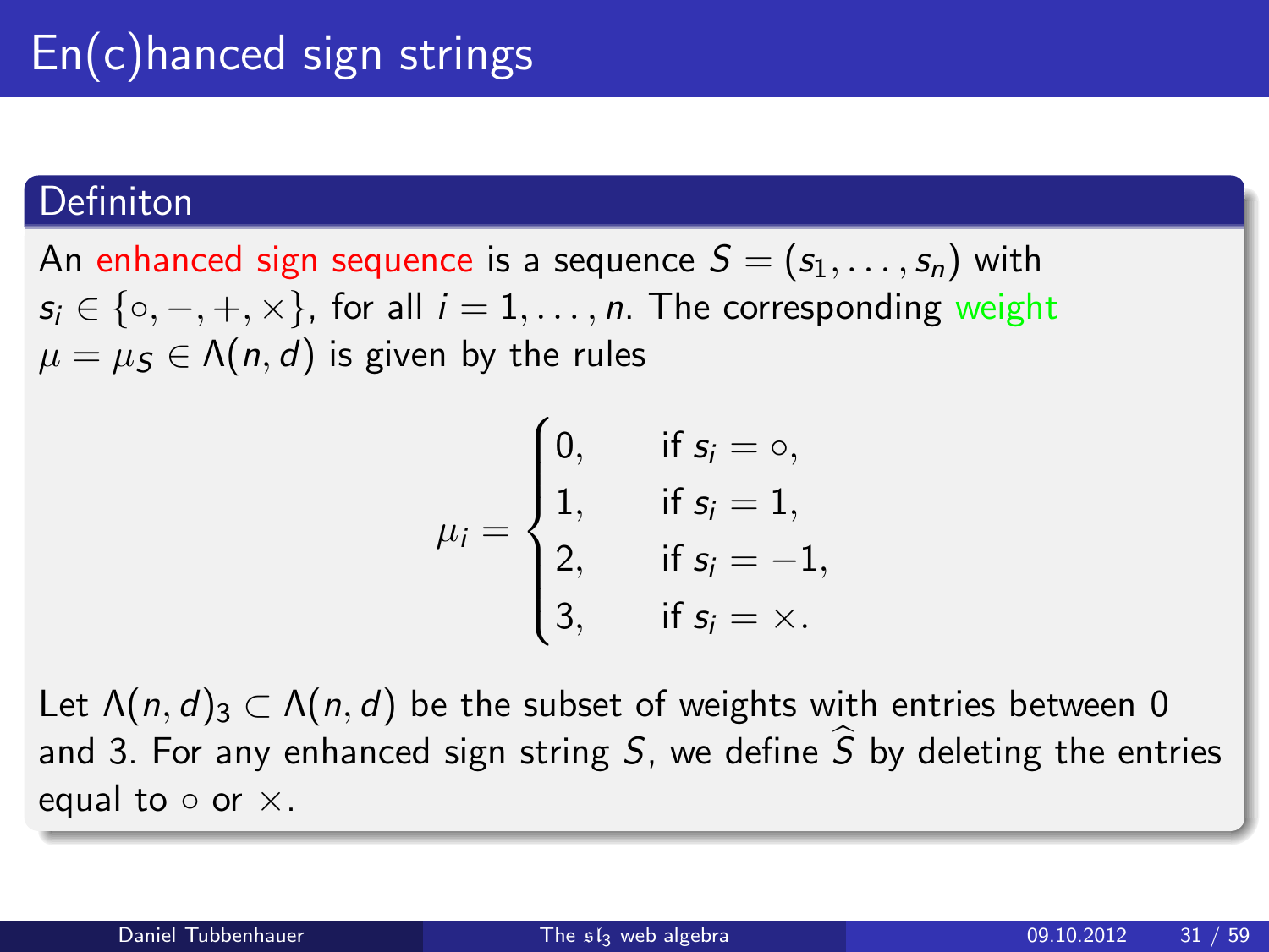# En(c)hanced sign strings

## Definiton

An enhanced sign sequence is a sequence $S = (s_1, \ldots, s_n)$ with $s_i \in \{\circ, -, +, \times\}$, for all $i = 1, \ldots, n$. The corresponding weight $\mu = \mu_S \in \Lambda(n, d)$ is given by the rules

$$\mu_i = \begin{cases} 0, & \text{if } s_i = \circ, \\ 1, & \text{if } s_i = 1, \\ 2, & \text{if } s_i = -1, \\ 3, & \text{if } s_i = \times. \end{cases}$$

Let $\Lambda(n, d)_3 \subset \Lambda(n, d)$ be the subset of weights with entries between 0 and 3. For any enhanced sign string $S$, we define $\widehat{S}$ by deleting the entries equal to $\circ$ or $\times$.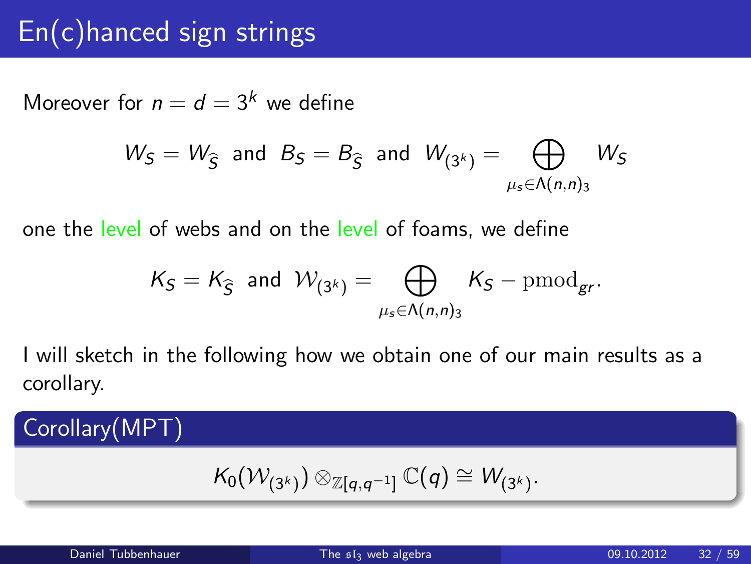# En(c)hanced sign strings

Moreover for $n = d = 3^k$ we define

$$W_S = W_{\widehat{S}} \text{ and } B_S = B_{\widehat{S}} \text{ and } W_{(3^k)} = \bigoplus_{\mu_s \in \Lambda(n,n)_3} W_S$$

one the level of webs and on the level of foams, we define

$$K_S = K_{\widehat{S}} \text{ and } \mathcal{W}_{(3^k)} = \bigoplus_{\mu_s \in \Lambda(n,n)_3} K_S - \mathrm{pmod}_{gr}.$$

I will sketch in the following how we obtain one of our main results as a corollary.

## Corollary(MPT)

$$K_0(\mathcal{W}_{(3^k)}) \otimes_{\mathbb{Z}[q,q^{-1}]} \mathbb{C}(q) \cong W_{(3^k)}.$$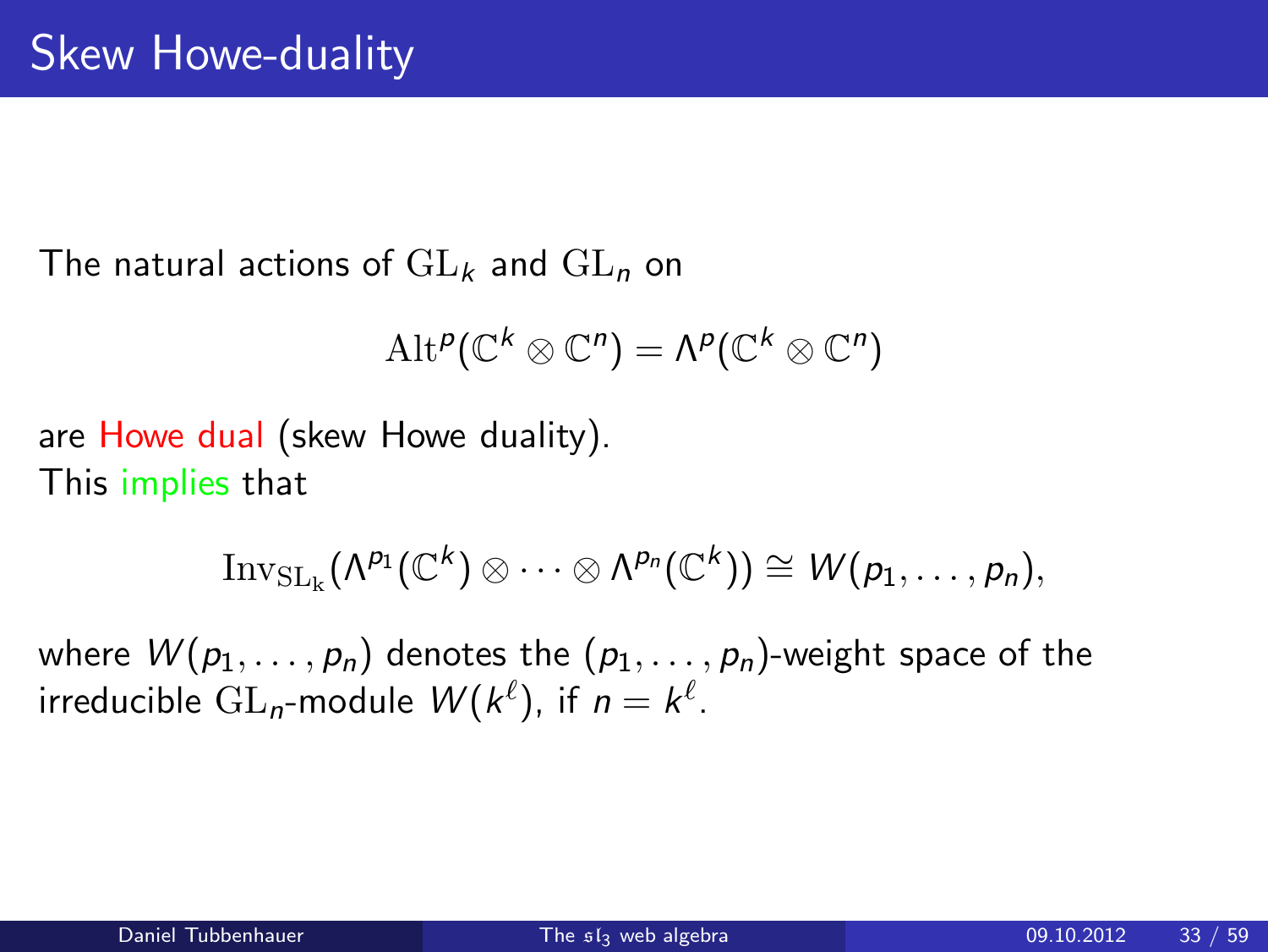# Skew Howe-duality

The natural actions of $\mathrm{GL}_k$ and $\mathrm{GL}_n$ on

$$\mathrm{Alt}^p(\mathbb{C}^k \otimes \mathbb{C}^n) = \Lambda^p(\mathbb{C}^k \otimes \mathbb{C}^n)$$

are Howe dual (skew Howe duality).
This implies that

$$\mathrm{Inv}_{\mathrm{SL_k}}(\Lambda^{p_1}(\mathbb{C}^k) \otimes \cdots \otimes \Lambda^{p_n}(\mathbb{C}^k)) \cong W(p_1, \ldots, p_n),$$

where $W(p_1, \ldots, p_n)$ denotes the $(p_1, \ldots, p_n)$-weight space of the irreducible $\mathrm{GL}_n$-module $W(k^\ell)$, if $n = k^\ell$.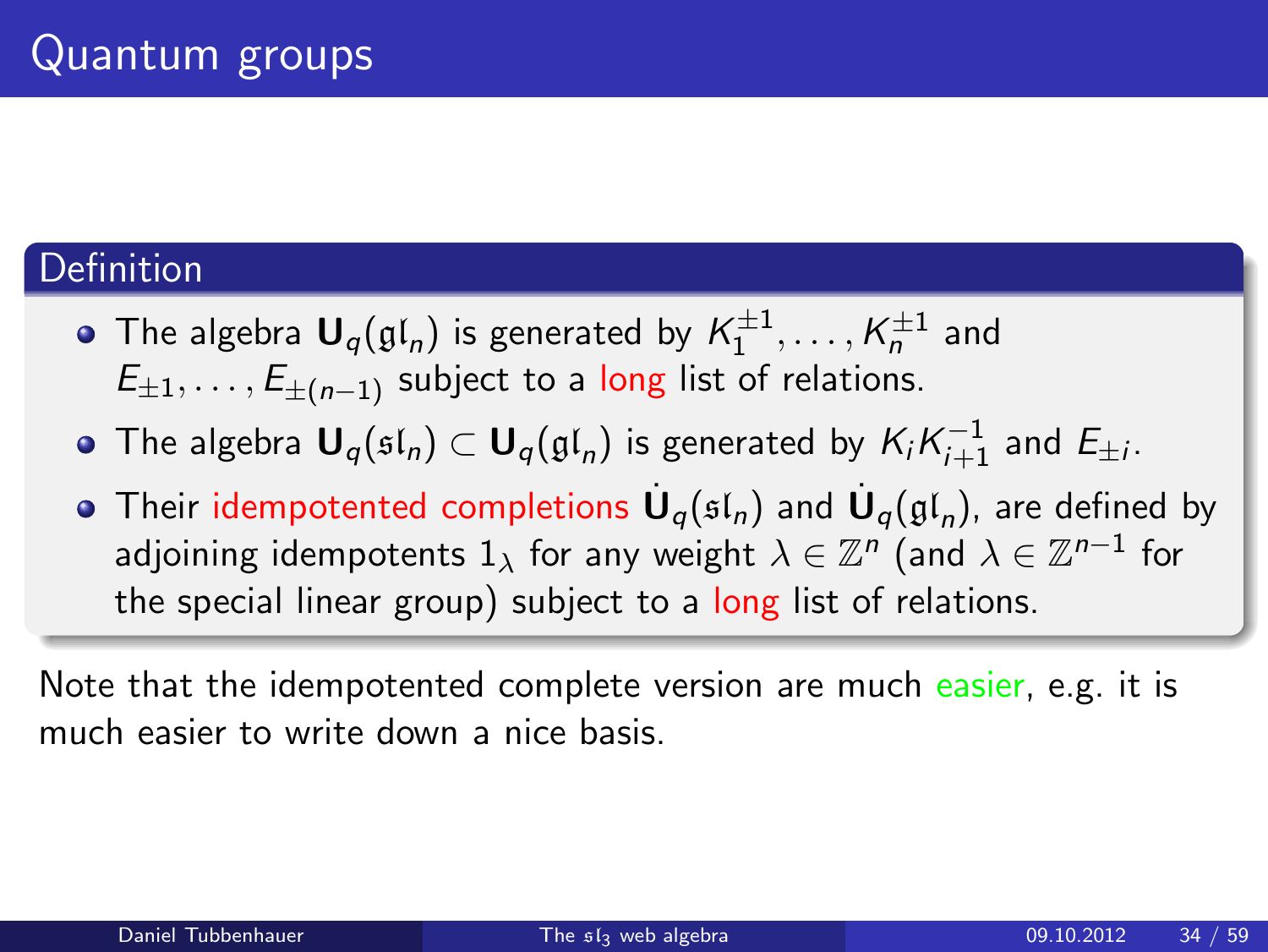# Quantum groups

**Definition**

- The algebra $\mathbf{U}_q(\mathfrak{gl}_n)$ is generated by $K_1^{\pm 1}, \dots, K_n^{\pm 1}$ and $E_{\pm 1}, \dots, E_{\pm(n-1)}$ subject to a long list of relations.
- The algebra $\mathbf{U}_q(\mathfrak{sl}_n) \subset \mathbf{U}_q(\mathfrak{gl}_n)$ is generated by $K_iK_{i+1}^{-1}$ and $E_{\pm i}$.
- Their idempotented completions $\dot{\mathbf{U}}_q(\mathfrak{sl}_n)$ and $\dot{\mathbf{U}}_q(\mathfrak{gl}_n)$, are defined by adjoining idempotents $1_\lambda$ for any weight $\lambda \in \mathbb{Z}^n$ (and $\lambda \in \mathbb{Z}^{n-1}$ for the special linear group) subject to a long list of relations.

Note that the idempotented complete version are much easier, e.g. it is much easier to write down a nice basis.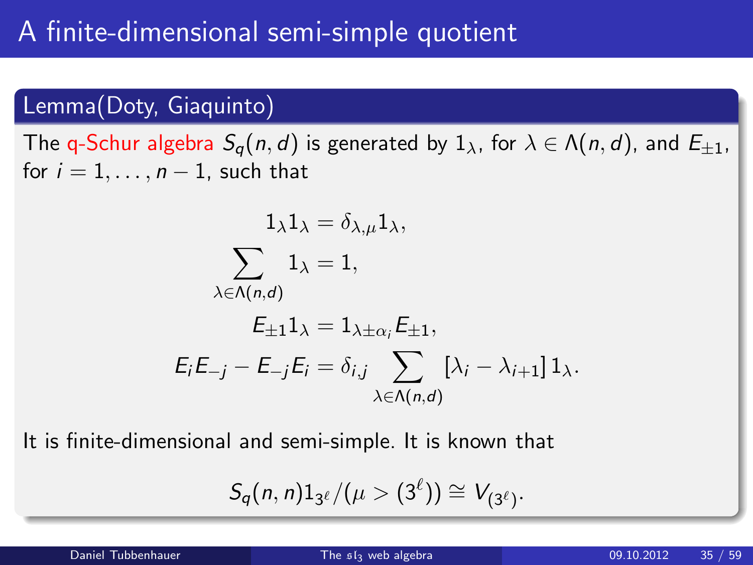# A finite-dimensional semi-simple quotient

## Lemma(Doty, Giaquinto)

The q-Schur algebra $S_q(n,d)$ is generated by $1_\lambda$, for $\lambda \in \Lambda(n,d)$, and $E_{\pm 1}$, for $i = 1, \ldots, n-1$, such that

$$1_\lambda 1_\lambda = \delta_{\lambda,\mu} 1_\lambda,$$

$$\sum_{\lambda \in \Lambda(n,d)} 1_\lambda = 1,$$

$$E_{\pm 1} 1_\lambda = 1_{\lambda \pm \alpha_i} E_{\pm 1},$$

$$E_i E_{-j} - E_{-j} E_i = \delta_{i,j} \sum_{\lambda \in \Lambda(n,d)} [\lambda_i - \lambda_{i+1}] 1_\lambda.$$

It is finite-dimensional and semi-simple. It is known that

$$S_q(n,n) 1_{3^\ell} / (\mu > (3^\ell)) \cong V_{(3^\ell)}.$$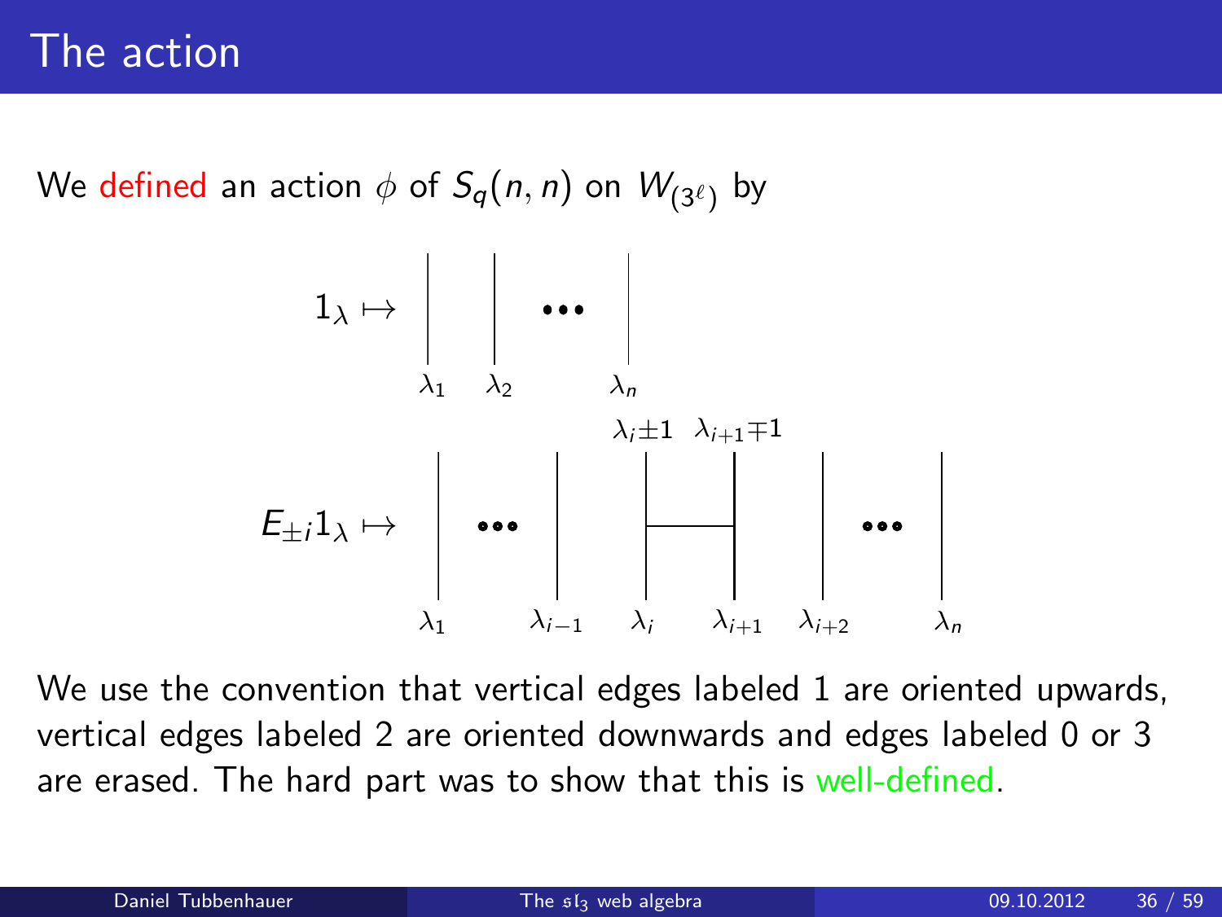# The action

We defined an action $\phi$ of $S_q(n,n)$ on $W_{(3^\ell)}$ by

$1_\lambda \mapsto$ (vertical lines labeled $\lambda_1$, $\lambda_2$, $\dots$, $\lambda_n$)

$E_{\pm i} 1_\lambda \mapsto$ (vertical lines labeled $\lambda_1, \dots, \lambda_{i-1}$, then lines $\lambda_i$ and $\lambda_{i+1}$ joined by a horizontal edge, becoming $\lambda_i \pm 1$ and $\lambda_{i+1} \mp 1$ at the top, then $\lambda_{i+2}, \dots, \lambda_n$)

We use the convention that vertical edges labeled 1 are oriented upwards, vertical edges labeled 2 are oriented downwards and edges labeled 0 or 3 are erased. The hard part was to show that this is well-defined.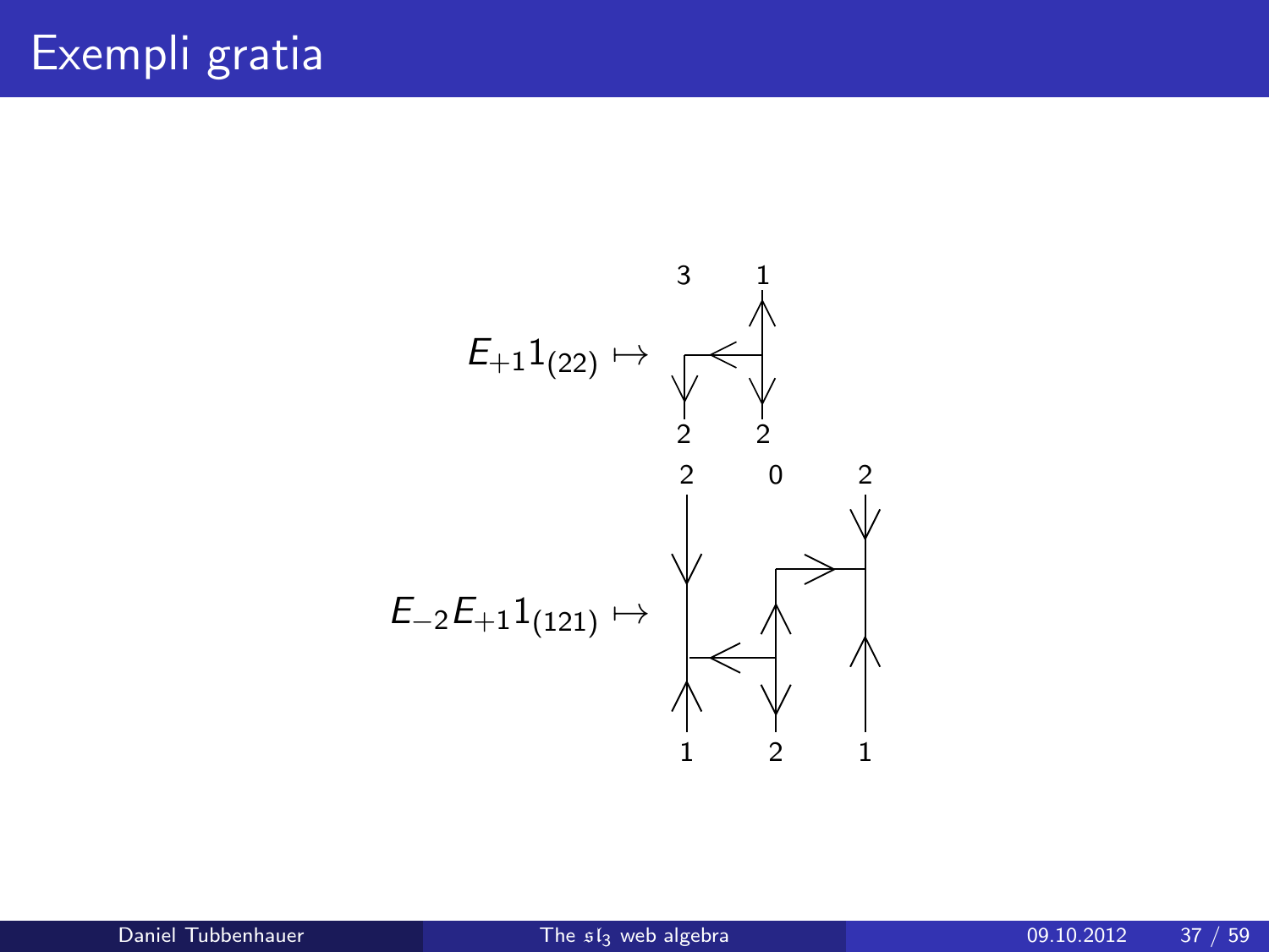# Exempli gratia

$$E_{+1}1_{(22)} \mapsto$$

$$E_{-2}E_{+1}1_{(121)} \mapsto$$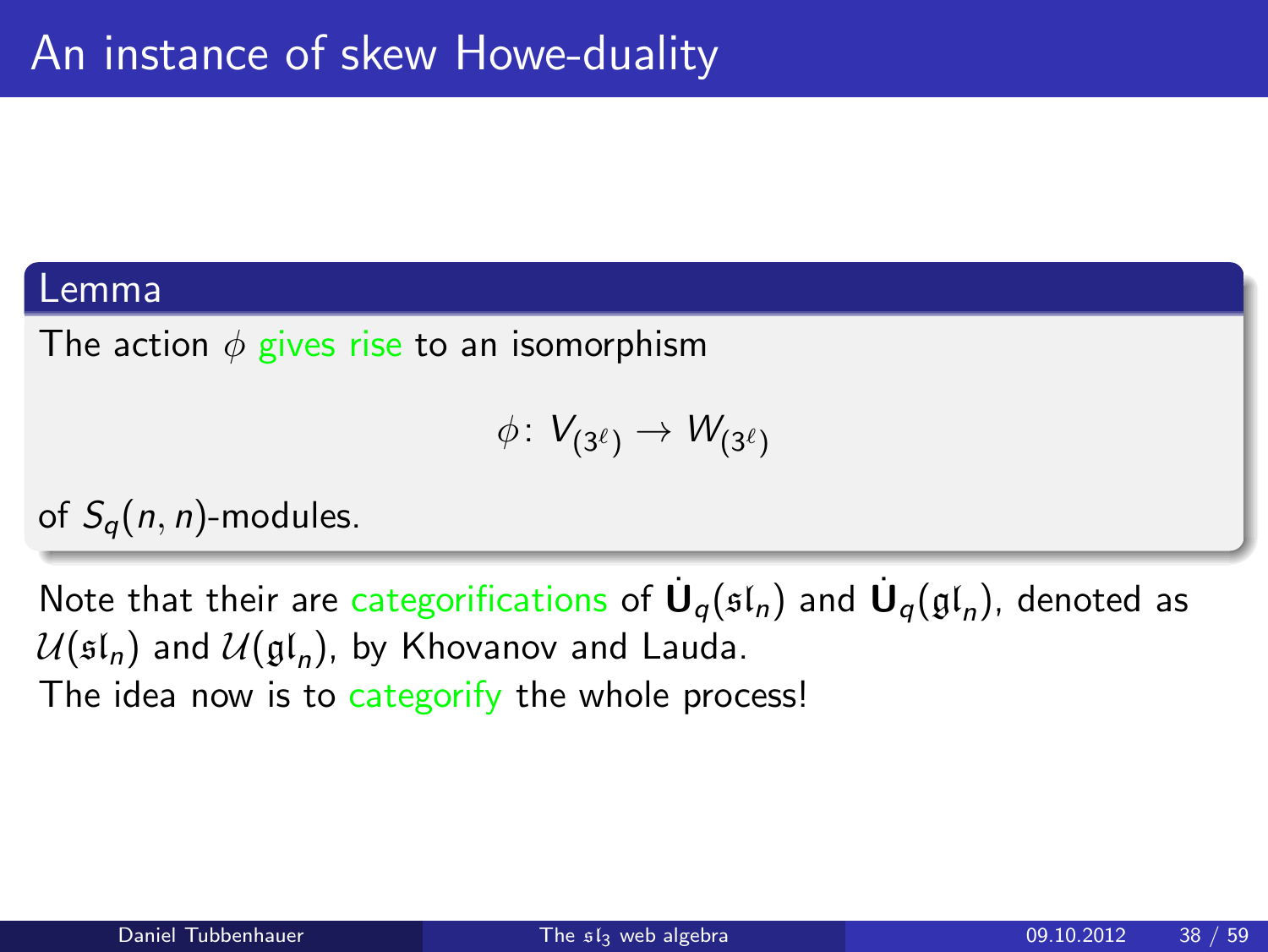# An instance of skew Howe-duality

**Lemma**

The action $\phi$ gives rise to an isomorphism

$$\phi\colon V_{(3^\ell)} \to W_{(3^\ell)}$$

of $S_q(n,n)$-modules.

Note that their are categorifications of $\dot{\mathbf{U}}_q(\mathfrak{sl}_n)$ and $\dot{\mathbf{U}}_q(\mathfrak{gl}_n)$, denoted as $\mathcal{U}(\mathfrak{sl}_n)$ and $\mathcal{U}(\mathfrak{gl}_n)$, by Khovanov and Lauda.
The idea now is to categorify the whole process!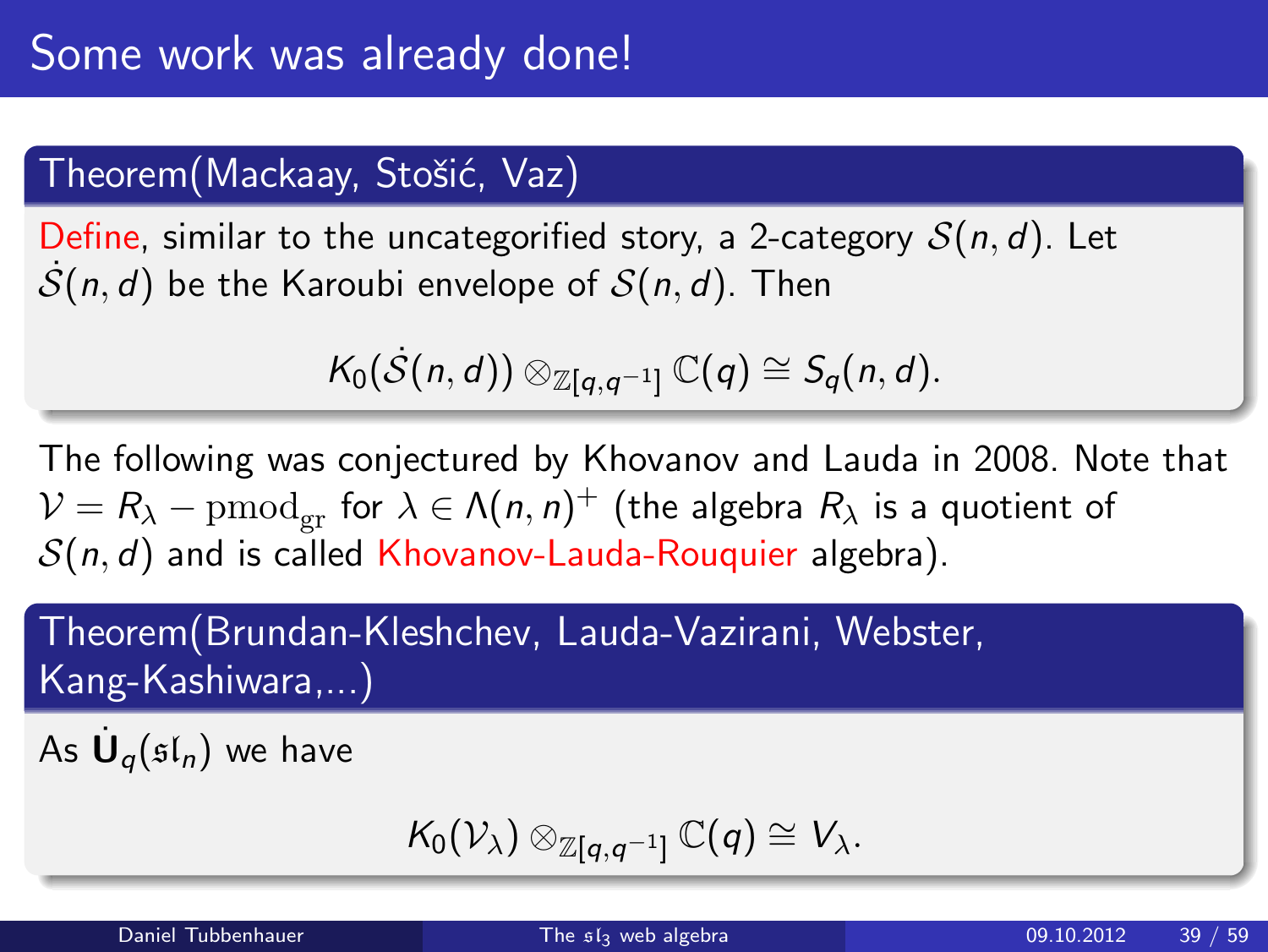# Some work was already done!

**Theorem(Mackaay, Stošić, Vaz)**

Define, similar to the uncategorified story, a 2-category $\mathcal{S}(n,d)$. Let $\dot{\mathcal{S}}(n,d)$ be the Karoubi envelope of $\mathcal{S}(n,d)$. Then

$$K_0(\dot{\mathcal{S}}(n,d)) \otimes_{\mathbb{Z}[q,q^{-1}]} \mathbb{C}(q) \cong S_q(n,d).$$

The following was conjectured by Khovanov and Lauda in 2008. Note that $\mathcal{V} = R_\lambda - \mathrm{pmod}_{\mathrm{gr}}$ for $\lambda \in \Lambda(n,n)^+$ (the algebra $R_\lambda$ is a quotient of $\mathcal{S}(n,d)$ and is called Khovanov-Lauda-Rouquier algebra).

**Theorem(Brundan-Kleshchev, Lauda-Vazirani, Webster, Kang-Kashiwara,...)**

As $\dot{\mathbf{U}}_q(\mathfrak{sl}_n)$ we have

$$K_0(\mathcal{V}_\lambda) \otimes_{\mathbb{Z}[q,q^{-1}]} \mathbb{C}(q) \cong V_\lambda.$$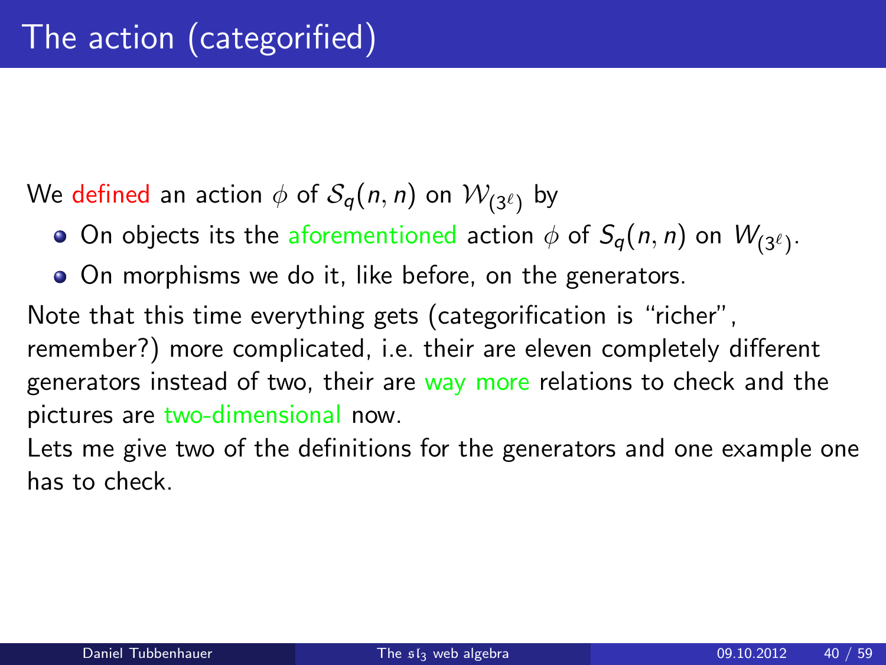# The action (categorified)

We defined an action $\phi$ of $\mathcal{S}_q(n,n)$ on $\mathcal{W}_{(3^\ell)}$ by

- On objects its the aforementioned action $\phi$ of $S_q(n,n)$ on $W_{(3^\ell)}$.
- On morphisms we do it, like before, on the generators.

Note that this time everything gets (categorification is "richer", remember?) more complicated, i.e. their are eleven completely different generators instead of two, their are way more relations to check and the pictures are two-dimensional now.

Lets me give two of the definitions for the generators and one example one has to check.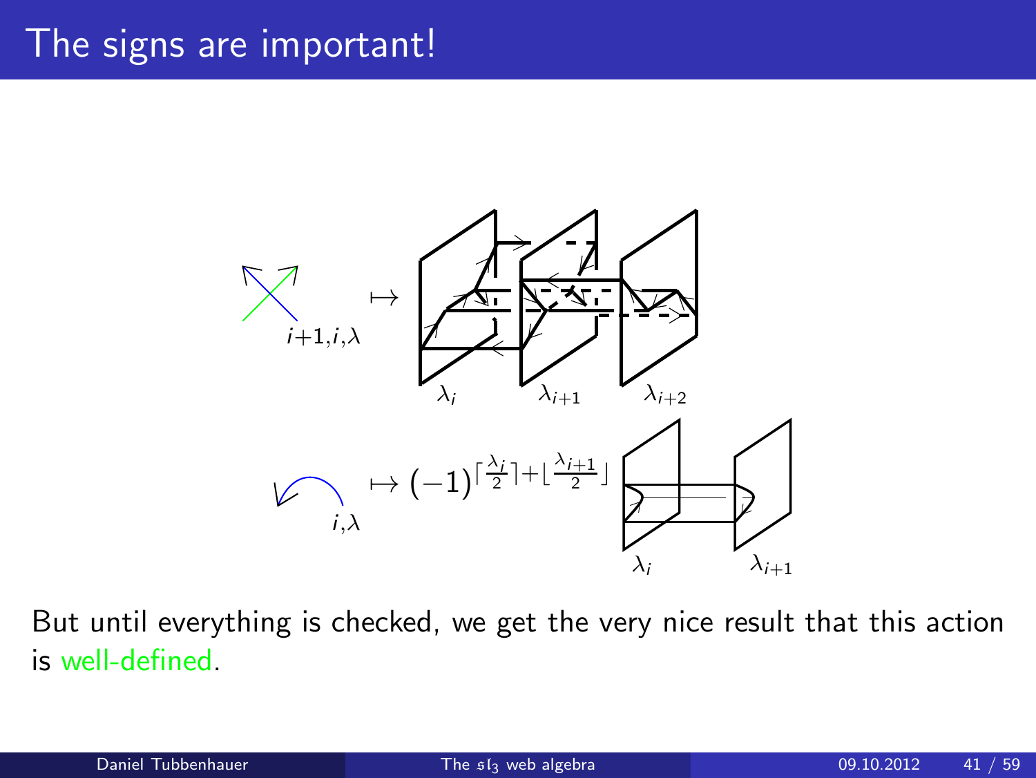# The signs are important!

$i{+}1, i, \lambda \mapsto$

$\lambda_i \quad \lambda_{i+1} \quad \lambda_{i+2}$

$i, \lambda \mapsto (-1)^{\lceil \frac{\lambda_i}{2} \rceil + \lfloor \frac{\lambda_{i+1}}{2} \rfloor}$

$\lambda_i \quad \lambda_{i+1}$

But until everything is checked, we get the very nice result that this action is well-defined.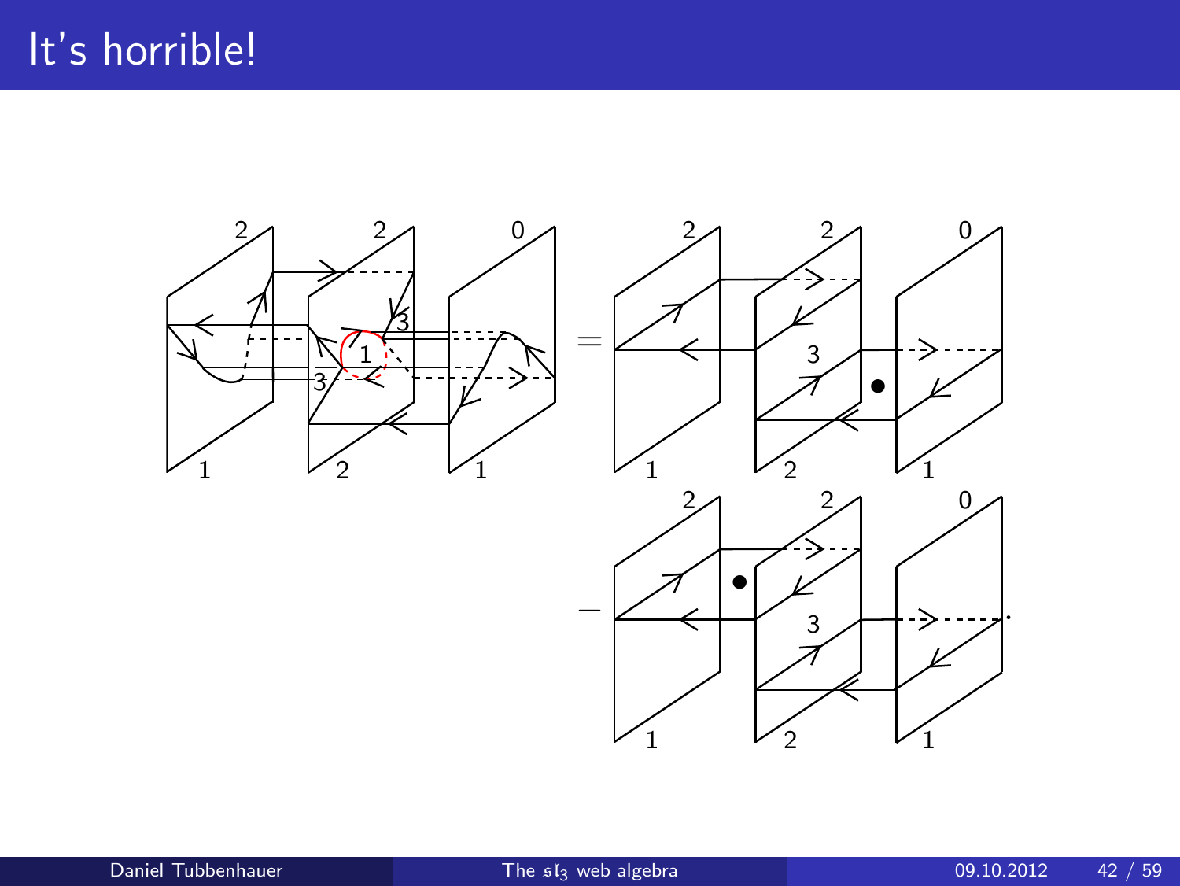# It's horrible!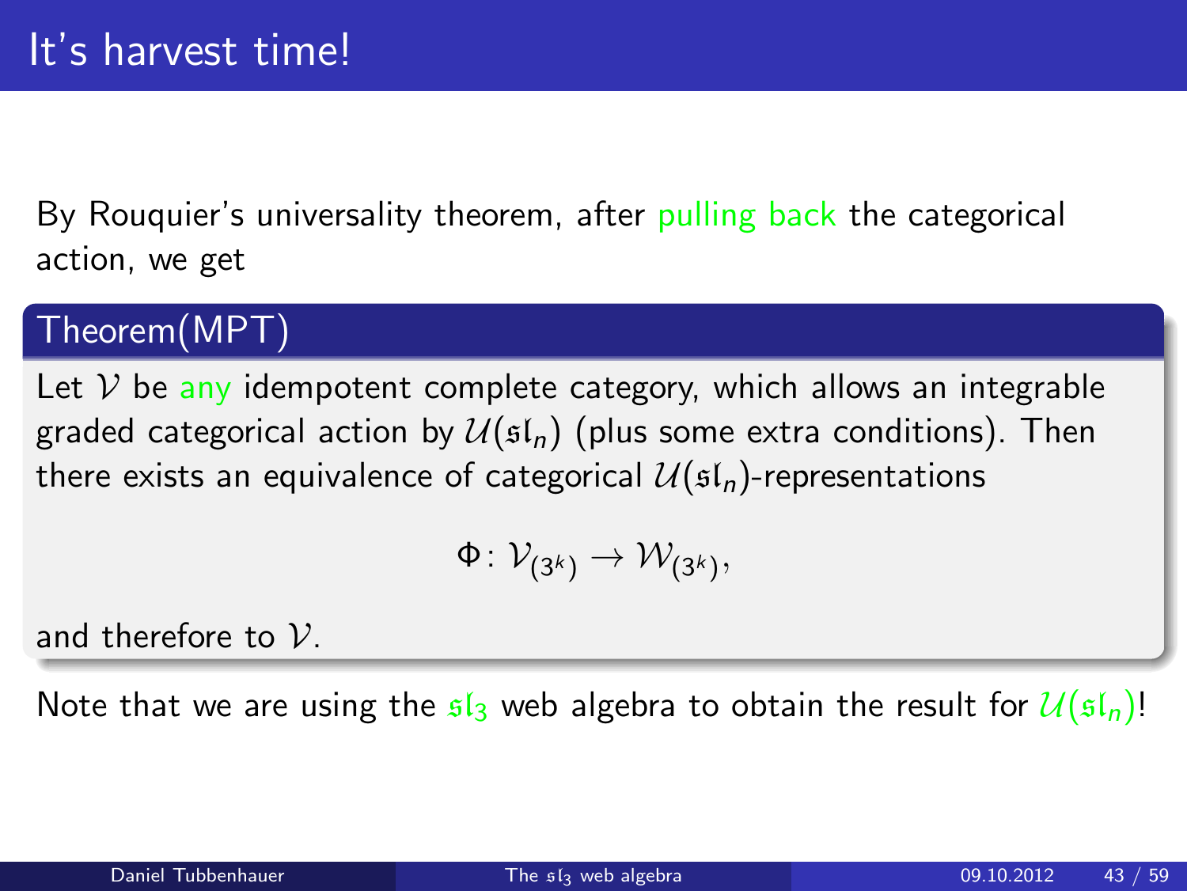# It's harvest time!

By Rouquier's universality theorem, after pulling back the categorical action, we get

**Theorem(MPT)**

Let $\mathcal{V}$ be any idempotent complete category, which allows an integrable graded categorical action by $\mathcal{U}(\mathfrak{sl}_n)$ (plus some extra conditions). Then there exists an equivalence of categorical $\mathcal{U}(\mathfrak{sl}_n)$-representations

$$\Phi\colon \mathcal{V}_{(3^k)} \to \mathcal{W}_{(3^k)},$$

and therefore to $\mathcal{V}$.

Note that we are using the $\mathfrak{sl}_3$ web algebra to obtain the result for $\mathcal{U}(\mathfrak{sl}_n)$!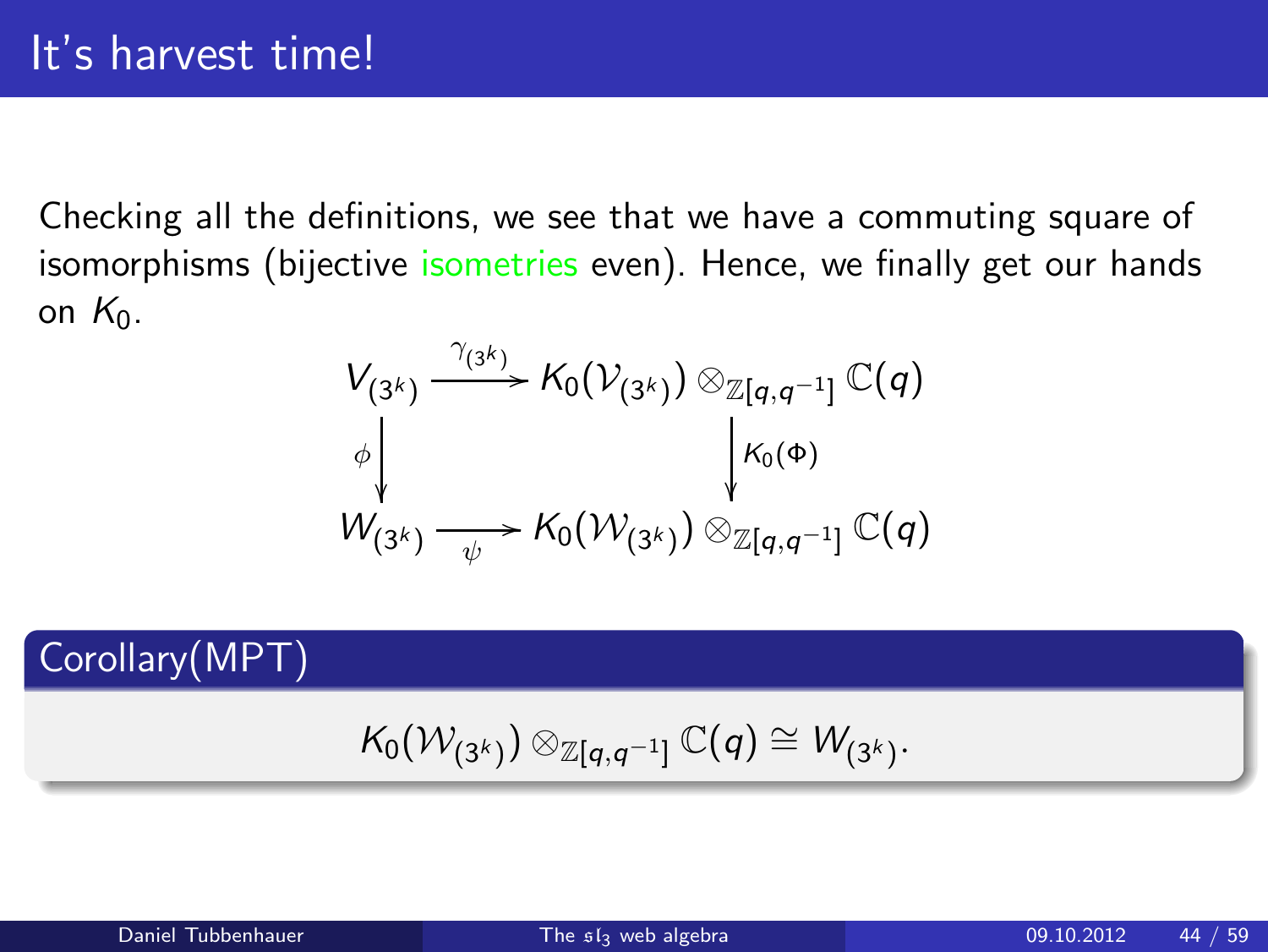# It's harvest time!

Checking all the definitions, we see that we have a commuting square of isomorphisms (bijective isometries even). Hence, we finally get our hands on $K_0$.

$$\begin{array}{ccc}
V_{(3^k)} & \xrightarrow{\gamma_{(3^k)}} & K_0(\mathcal{V}_{(3^k)}) \otimes_{\mathbb{Z}[q,q^{-1}]} \mathbb{C}(q) \\
\phi \downarrow & & \downarrow K_0(\Phi) \\
W_{(3^k)} & \xrightarrow[\psi]{} & K_0(\mathcal{W}_{(3^k)}) \otimes_{\mathbb{Z}[q,q^{-1}]} \mathbb{C}(q)
\end{array}$$

## Corollary(MPT)

$$K_0(\mathcal{W}_{(3^k)}) \otimes_{\mathbb{Z}[q,q^{-1}]} \mathbb{C}(q) \cong W_{(3^k)}.$$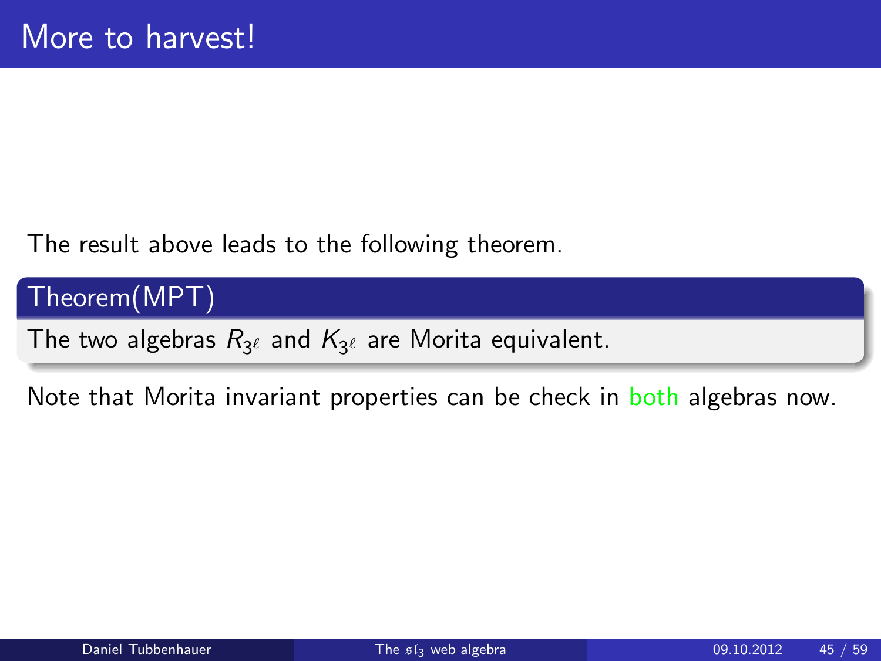# More to harvest!

The result above leads to the following theorem.

**Theorem(MPT)**

The two algebras $R_{3^\ell}$ and $K_{3^\ell}$ are Morita equivalent.

Note that Morita invariant properties can be check in both algebras now.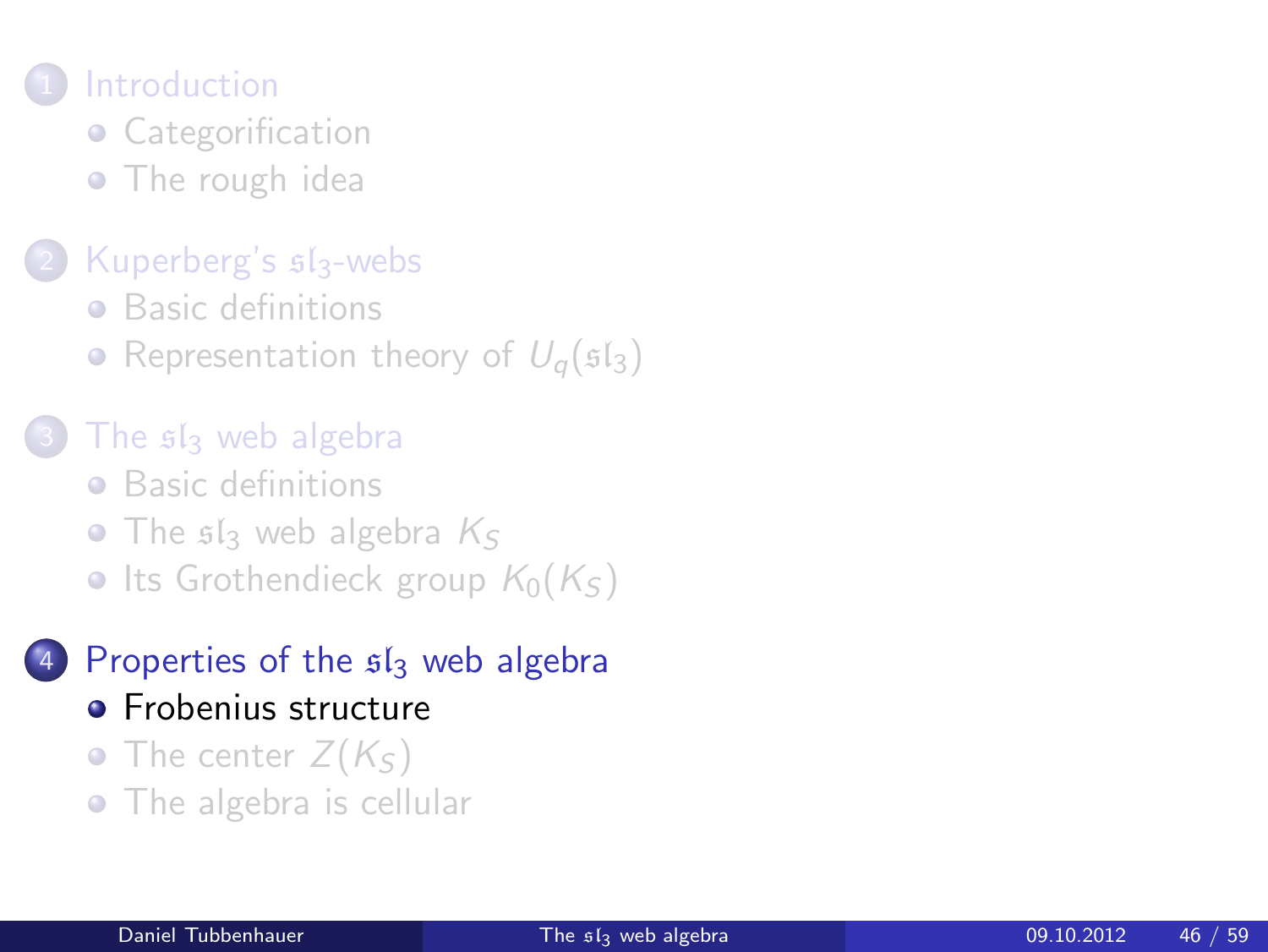1. Introduction
   - Categorification
   - The rough idea
2. Kuperberg's $\mathfrak{sl}_3$-webs
   - Basic definitions
   - Representation theory of $U_q(\mathfrak{sl}_3)$
3. The $\mathfrak{sl}_3$ web algebra
   - Basic definitions
   - The $\mathfrak{sl}_3$ web algebra $K_S$
   - Its Grothendieck group $K_0(K_S)$
4. **Properties of the $\mathfrak{sl}_3$ web algebra**
   - **Frobenius structure**
   - The center $Z(K_S)$
   - The algebra is cellular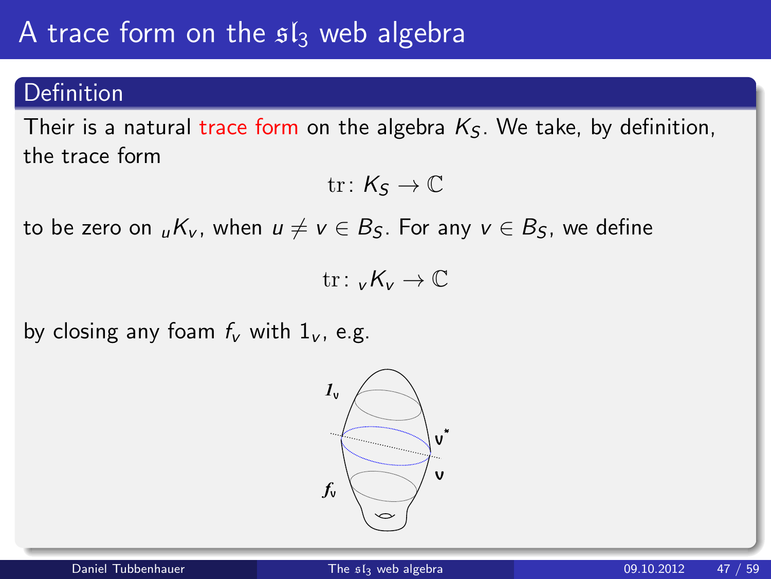# A trace form on the $\mathfrak{sl}_3$ web algebra

## Definition

Their is a natural trace form on the algebra $K_S$. We take, by definition, the trace form

$$\mathrm{tr}\colon K_S \to \mathbb{C}$$

to be zero on ${}_uK_v$, when $u \neq v \in B_S$. For any $v \in B_S$, we define

$$\mathrm{tr}\colon {}_vK_v \to \mathbb{C}$$

by closing any foam $f_v$ with $1_v$, e.g.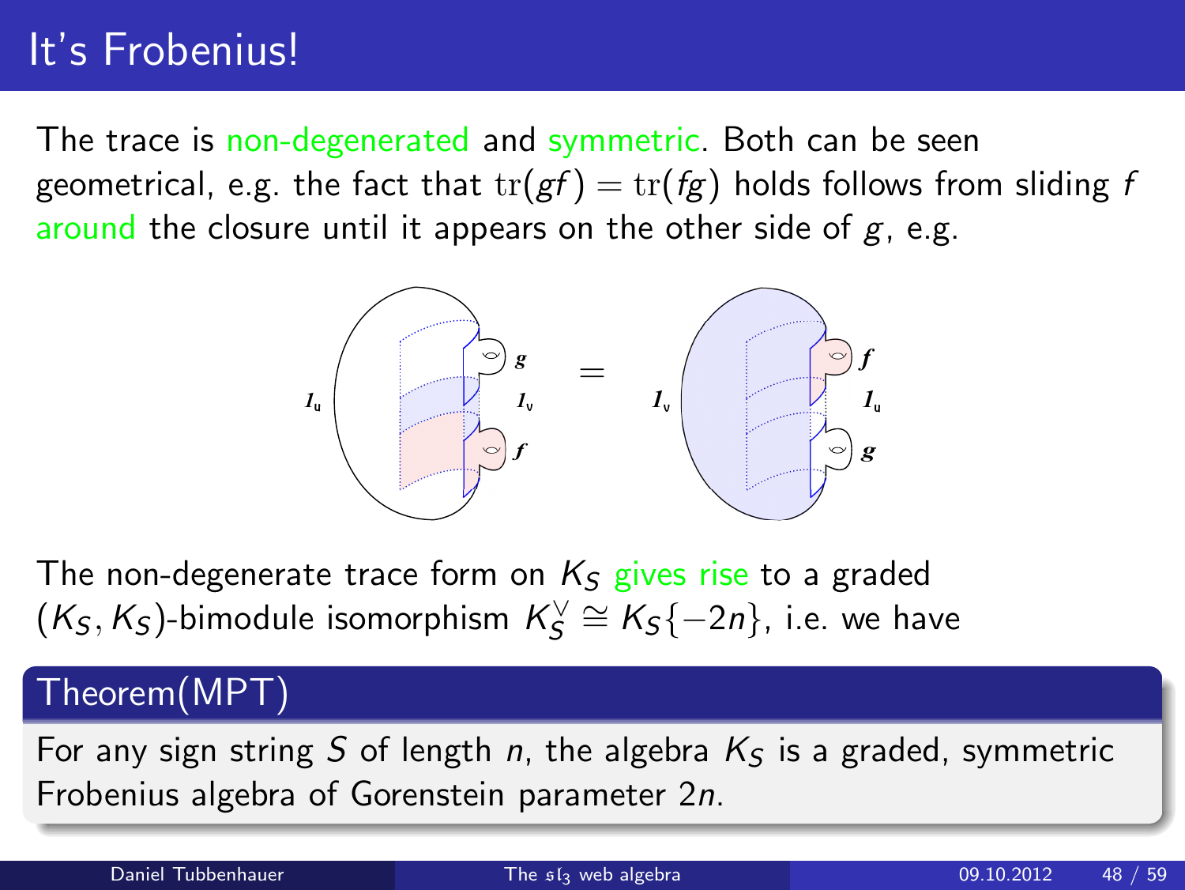# It's Frobenius!

The trace is non-degenerated and symmetric. Both can be seen geometrical, e.g. the fact that $\mathrm{tr}(gf) = \mathrm{tr}(fg)$ holds follows from sliding $f$ around the closure until it appears on the other side of $g$, e.g.

The non-degenerate trace form on $K_S$ gives rise to a graded $(K_S, K_S)$-bimodule isomorphism $K_S^\vee \cong K_S\{-2n\}$, i.e. we have

**Theorem(MPT)**

For any sign string $S$ of length $n$, the algebra $K_S$ is a graded, symmetric Frobenius algebra of Gorenstein parameter $2n$.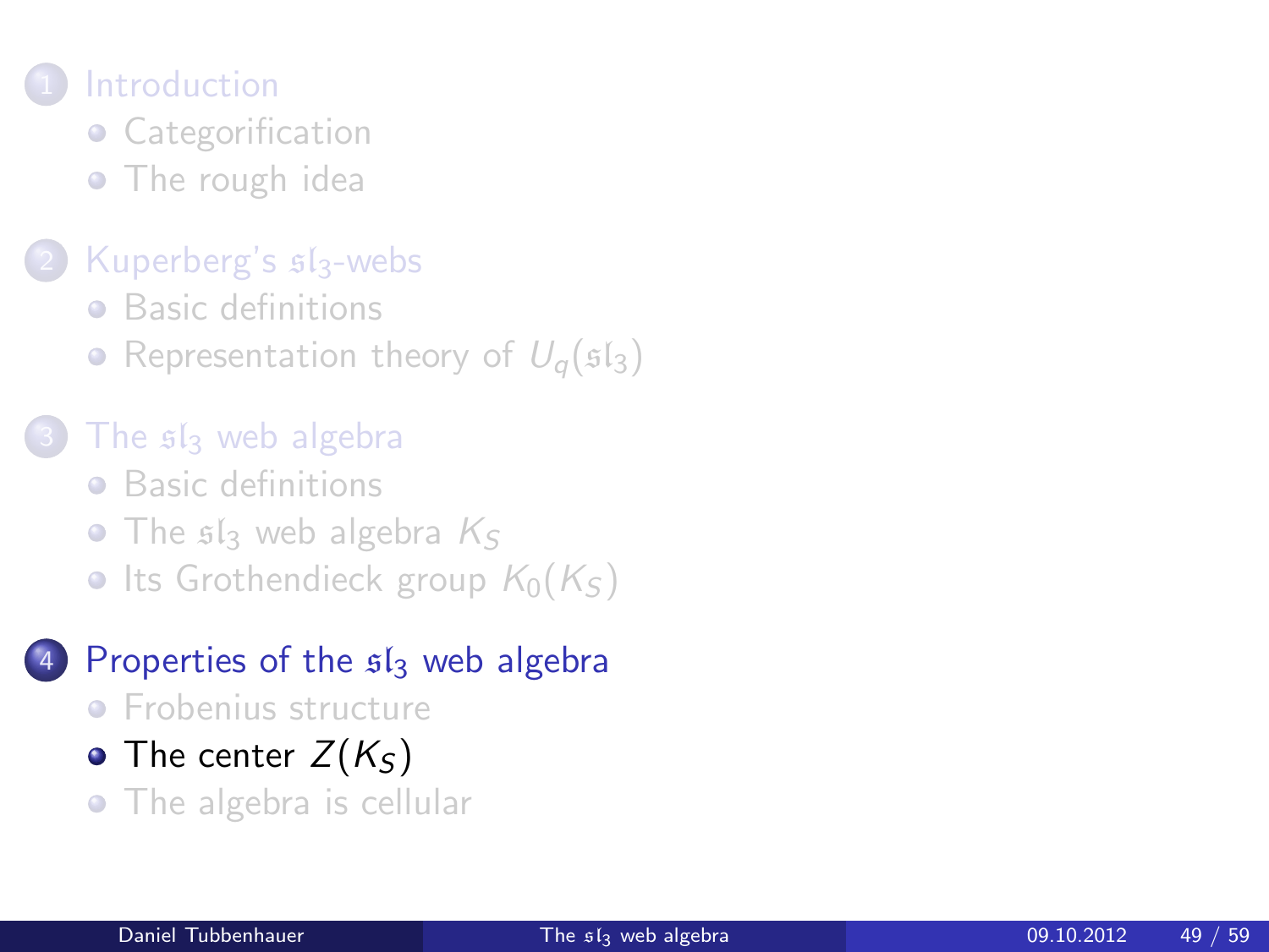1. Introduction
   - Categorification
   - The rough idea

2. Kuperberg's $\mathfrak{sl}_3$-webs
   - Basic definitions
   - Representation theory of $U_q(\mathfrak{sl}_3)$

3. The $\mathfrak{sl}_3$ web algebra
   - Basic definitions
   - The $\mathfrak{sl}_3$ web algebra $K_S$
   - Its Grothendieck group $K_0(K_S)$

4. Properties of the $\mathfrak{sl}_3$ web algebra
   - Frobenius structure
   - The center $Z(K_S)$
   - The algebra is cellular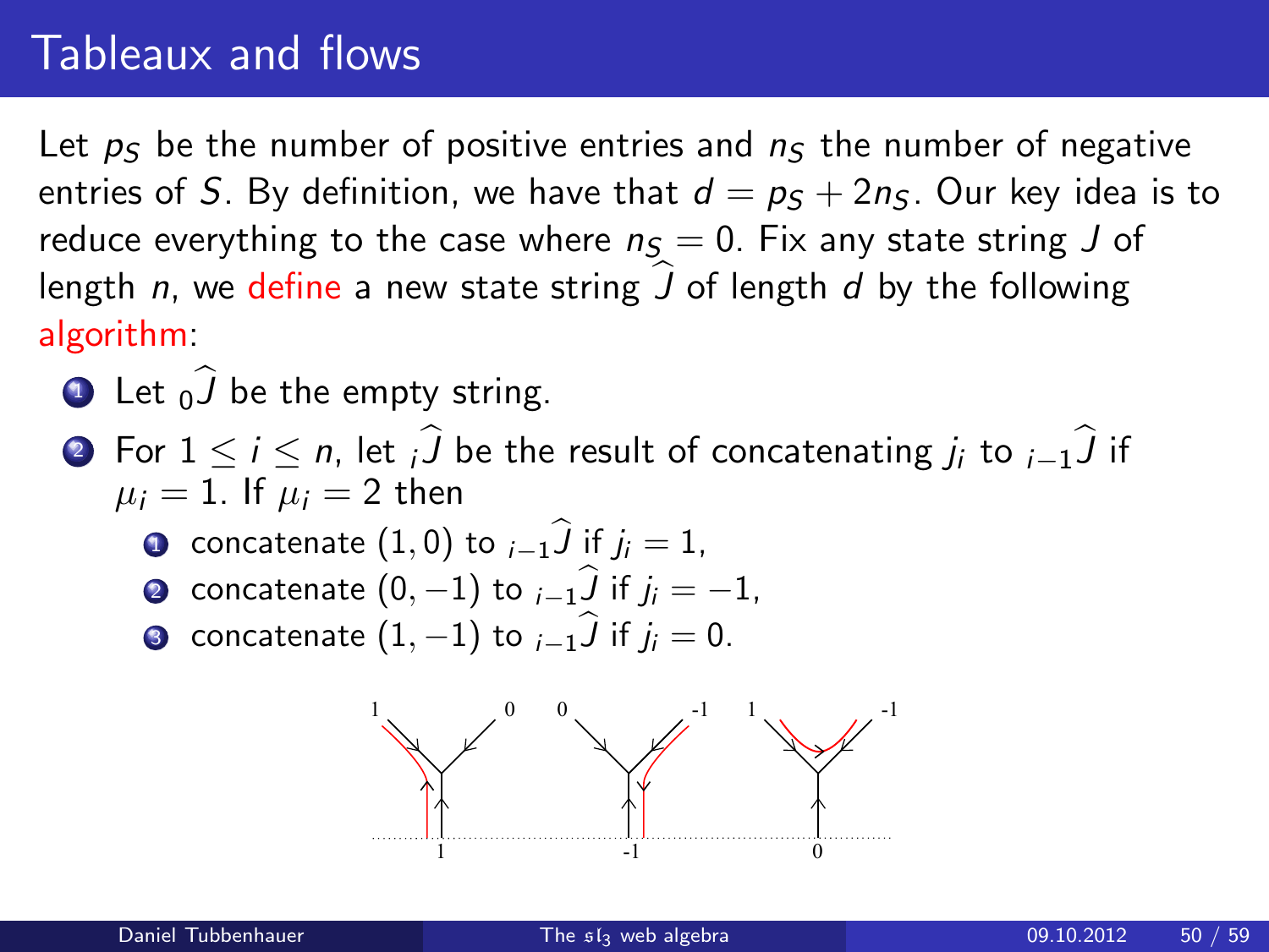# Tableaux and flows

Let $p_S$ be the number of positive entries and $n_S$ the number of negative entries of $S$. By definition, we have that $d = p_S + 2n_S$. Our key idea is to reduce everything to the case where $n_S = 0$. Fix any state string $J$ of length $n$, we define a new state string $\widehat{J}$ of length $d$ by the following algorithm:

1. Let ${}_0\widehat{J}$ be the empty string.
2. For $1 \leq i \leq n$, let ${}_i\widehat{J}$ be the result of concatenating $j_i$ to ${}_{i-1}\widehat{J}$ if $\mu_i = 1$. If $\mu_i = 2$ then
   1. concatenate $(1, 0)$ to ${}_{i-1}\widehat{J}$ if $j_i = 1$,
   2. concatenate $(0, -1)$ to ${}_{i-1}\widehat{J}$ if $j_i = -1$,
   3. concatenate $(1, -1)$ to ${}_{i-1}\widehat{J}$ if $j_i = 0$.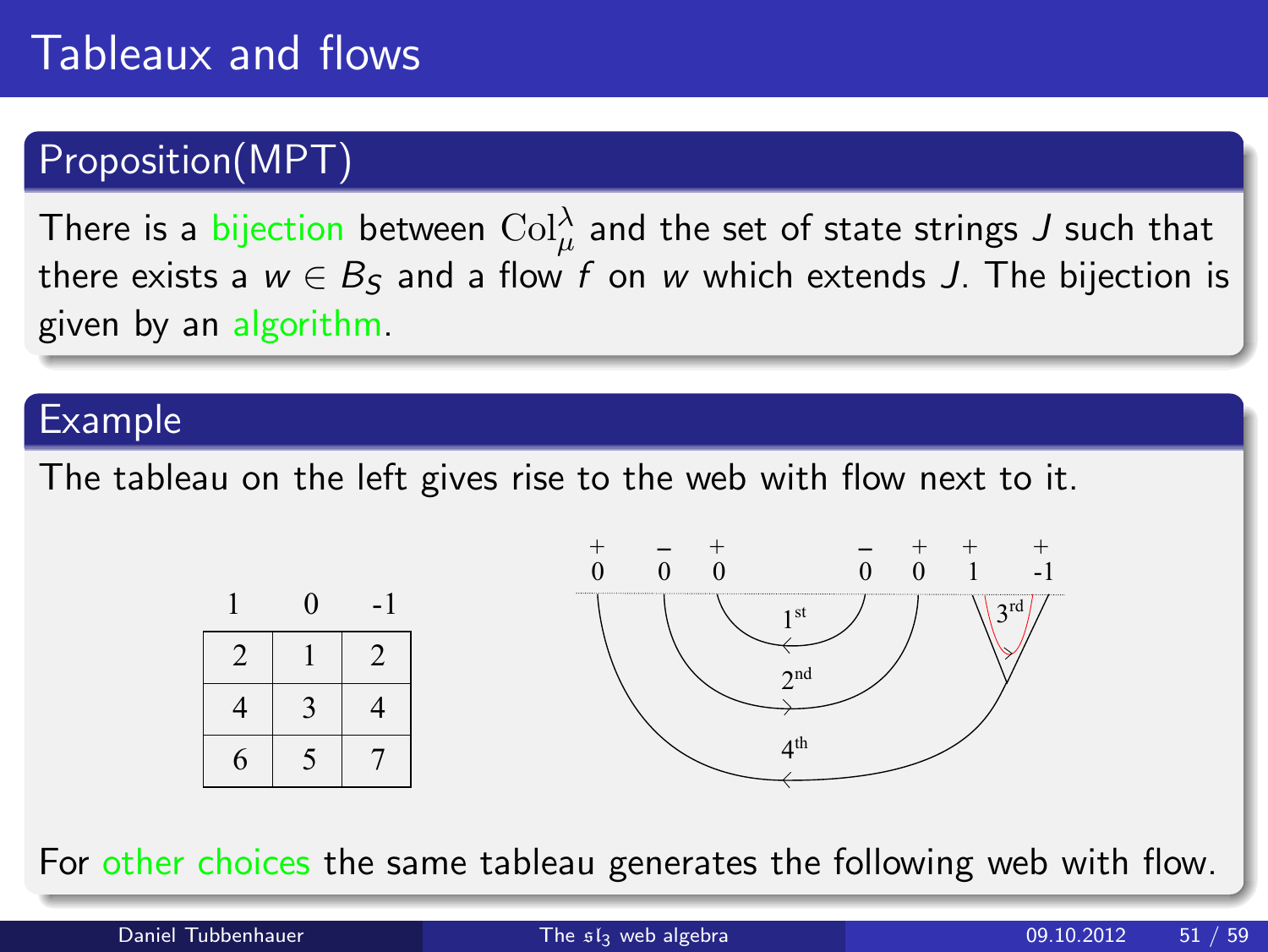# Tableaux and flows

## Proposition(MPT)

There is a bijection between $\mathrm{Col}_{\mu}^{\lambda}$ and the set of state strings $J$ such that there exists a $w \in B_S$ and a flow $f$ on $w$ which extends $J$. The bijection is given by an algorithm.

## Example

The tableau on the left gives rise to the web with flow next to it.

| 1 | 0 | -1 |
|---|---|---|
| 2 | 1 | 2 |
| 4 | 3 | 4 |
| 6 | 5 | 7 |

For other choices the same tableau generates the following web with flow.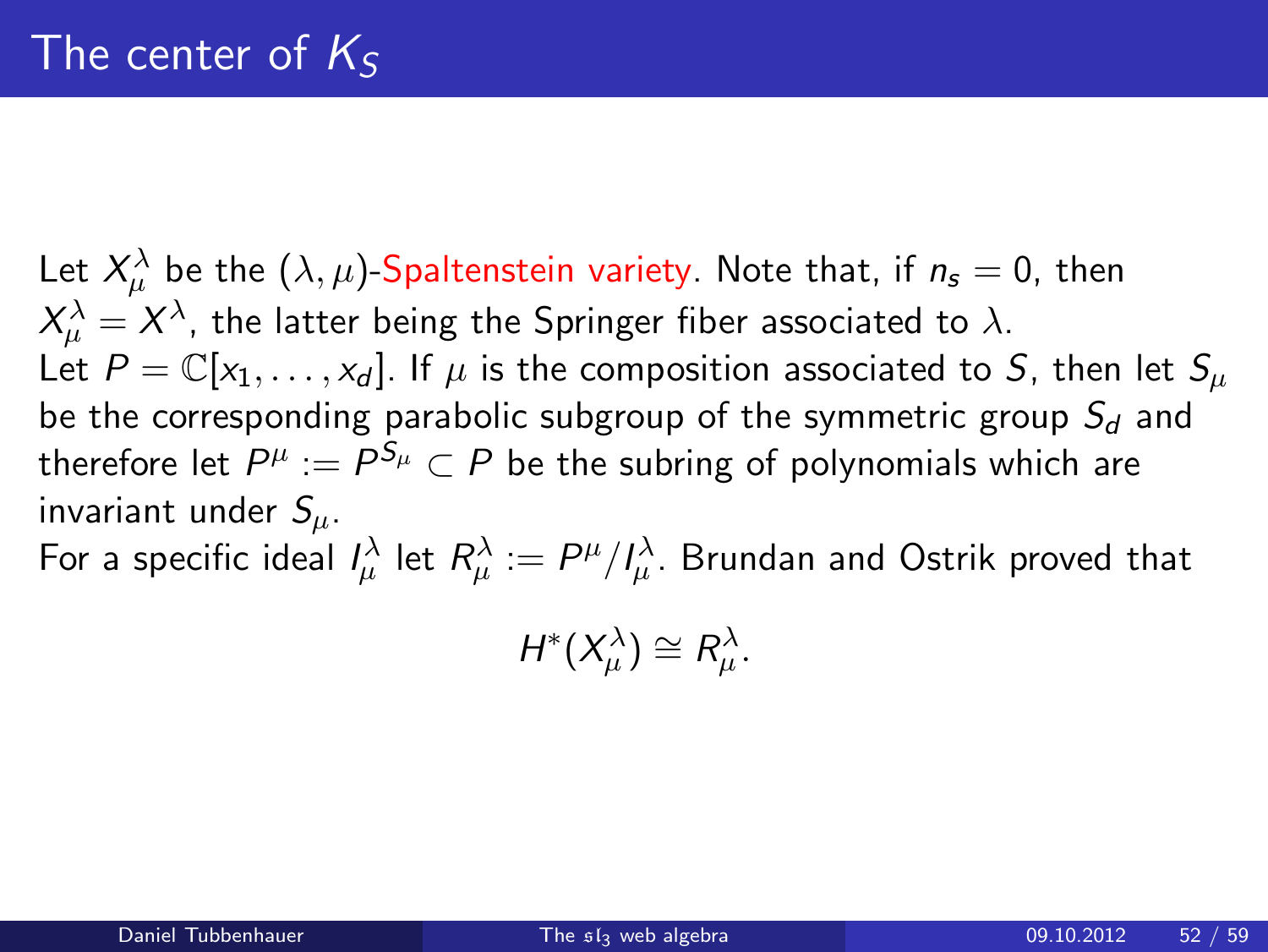# The center of $K_S$

Let $X^{\lambda}_{\mu}$ be the $(\lambda, \mu)$-Spaltenstein variety. Note that, if $n_s = 0$, then $X^{\lambda}_{\mu} = X^{\lambda}$, the latter being the Springer fiber associated to $\lambda$.
Let $P = \mathbb{C}[x_1, \ldots, x_d]$. If $\mu$ is the composition associated to $S$, then let $S_{\mu}$ be the corresponding parabolic subgroup of the symmetric group $S_d$ and therefore let $P^{\mu} := P^{S_{\mu}} \subset P$ be the subring of polynomials which are invariant under $S_{\mu}$.
For a specific ideal $I^{\lambda}_{\mu}$ let $R^{\lambda}_{\mu} := P^{\mu}/I^{\lambda}_{\mu}$. Brundan and Ostrik proved that

$$H^*(X^{\lambda}_{\mu}) \cong R^{\lambda}_{\mu}.$$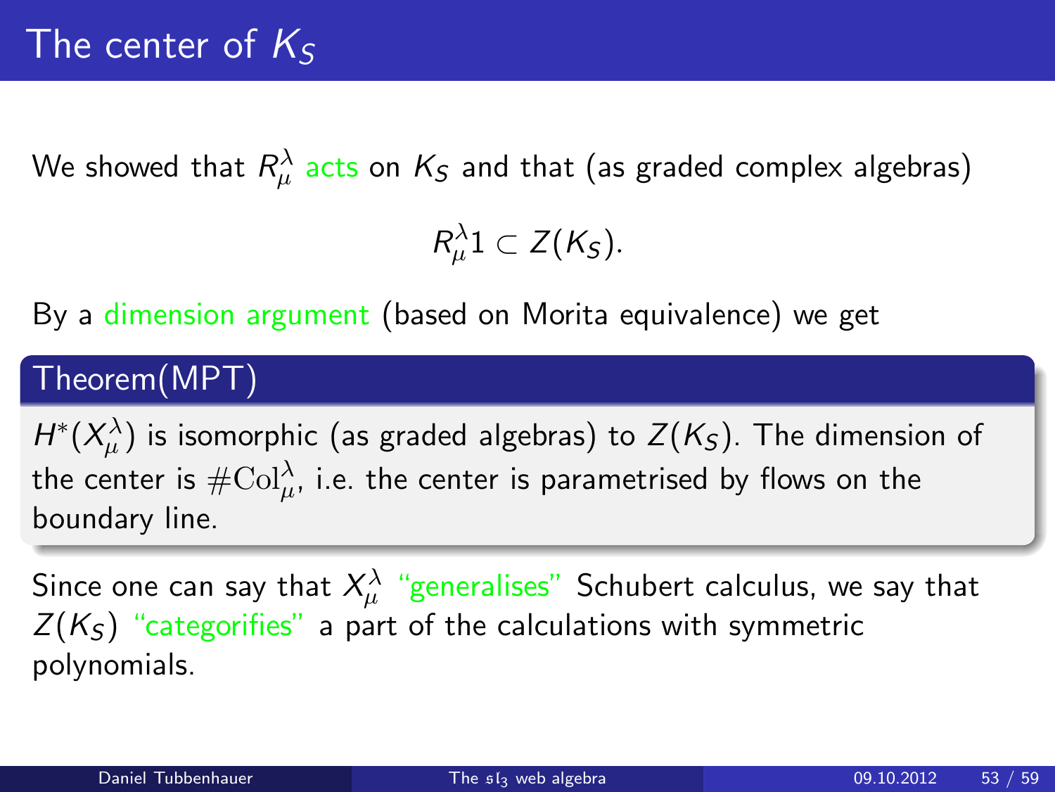# The center of $K_S$

We showed that $R_\mu^\lambda$ acts on $K_S$ and that (as graded complex algebras)

$$R_\mu^\lambda 1 \subset Z(K_S).$$

By a dimension argument (based on Morita equivalence) we get

**Theorem(MPT)**

$H^*(X_\mu^\lambda)$ is isomorphic (as graded algebras) to $Z(K_S)$. The dimension of the center is $\#\mathrm{Col}_\mu^\lambda$, i.e. the center is parametrised by flows on the boundary line.

Since one can say that $X_\mu^\lambda$ "generalises" Schubert calculus, we say that $Z(K_S)$ "categorifies" a part of the calculations with symmetric polynomials.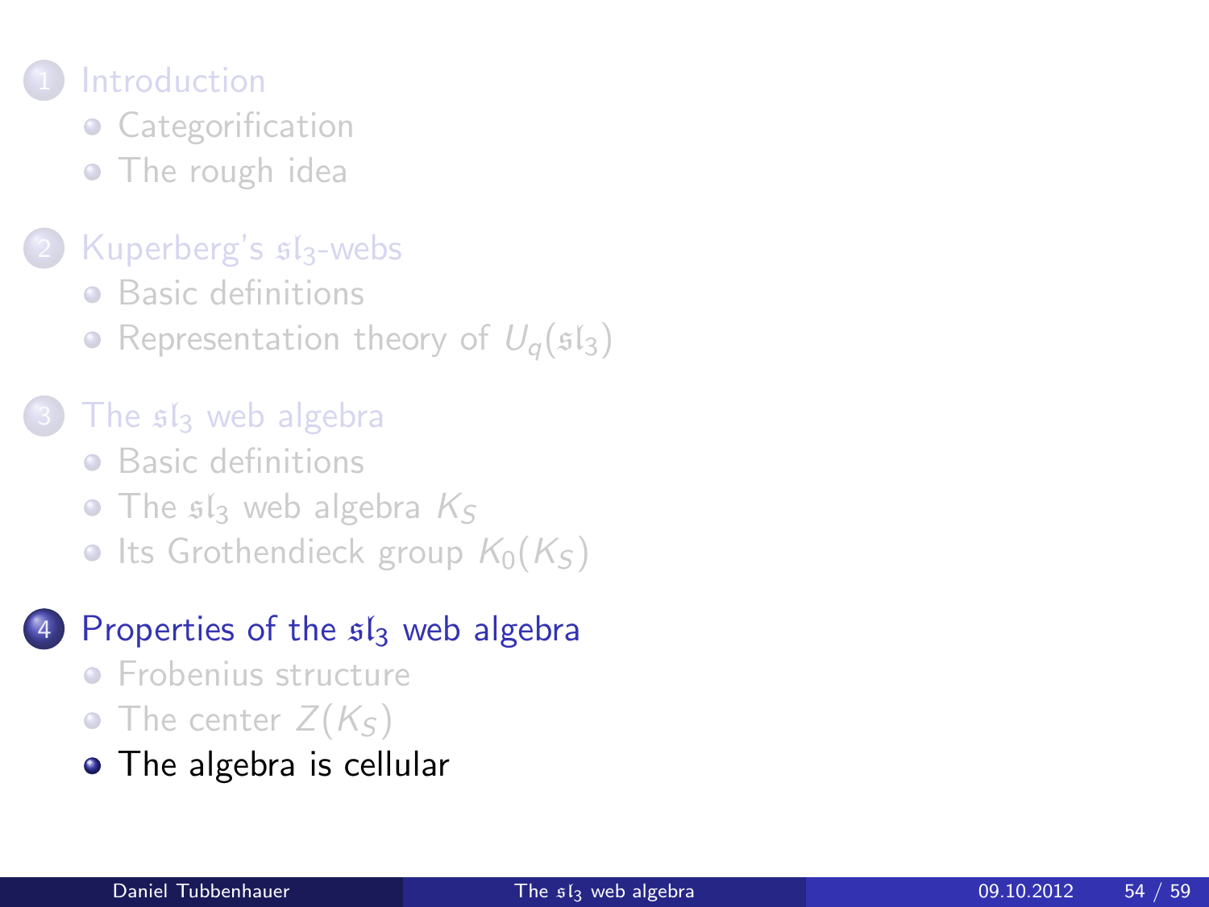1. Introduction
   - Categorification
   - The rough idea

2. Kuperberg's $\mathfrak{sl}_3$-webs
   - Basic definitions
   - Representation theory of $U_q(\mathfrak{sl}_3)$

3. The $\mathfrak{sl}_3$ web algebra
   - Basic definitions
   - The $\mathfrak{sl}_3$ web algebra $K_S$
   - Its Grothendieck group $K_0(K_S)$

4. Properties of the $\mathfrak{sl}_3$ web algebra
   - Frobenius structure
   - The center $Z(K_S)$
   - The algebra is cellular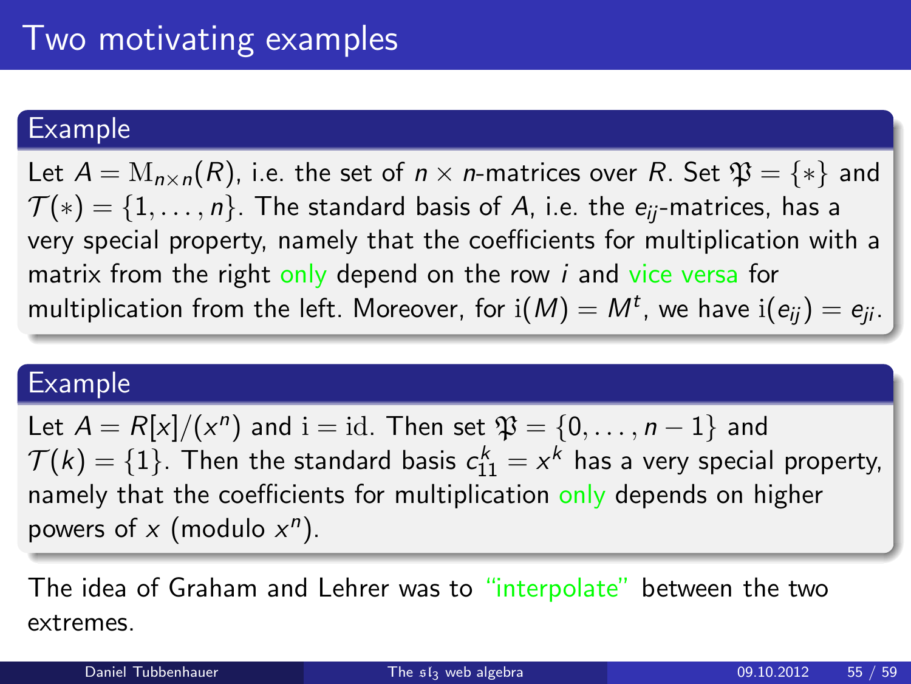# Two motivating examples

**Example**

Let $A = \mathrm{M}_{n\times n}(R)$, i.e. the set of $n \times n$-matrices over $R$. Set $\mathfrak{P} = \{*\}$ and $\mathcal{T}(*) = \{1, \ldots, n\}$. The standard basis of $A$, i.e. the $e_{ij}$-matrices, has a very special property, namely that the coefficients for multiplication with a matrix from the right only depend on the row $i$ and vice versa for multiplication from the left. Moreover, for $\mathrm{i}(M) = M^t$, we have $\mathrm{i}(e_{ij}) = e_{ji}$.

**Example**

Let $A = R[x]/(x^n)$ and $\mathrm{i} = \mathrm{id}$. Then set $\mathfrak{P} = \{0, \ldots, n-1\}$ and $\mathcal{T}(k) = \{1\}$. Then the standard basis $c_{11}^k = x^k$ has a very special property, namely that the coefficients for multiplication only depends on higher powers of $x$ (modulo $x^n$).

The idea of Graham and Lehrer was to "interpolate" between the two extremes.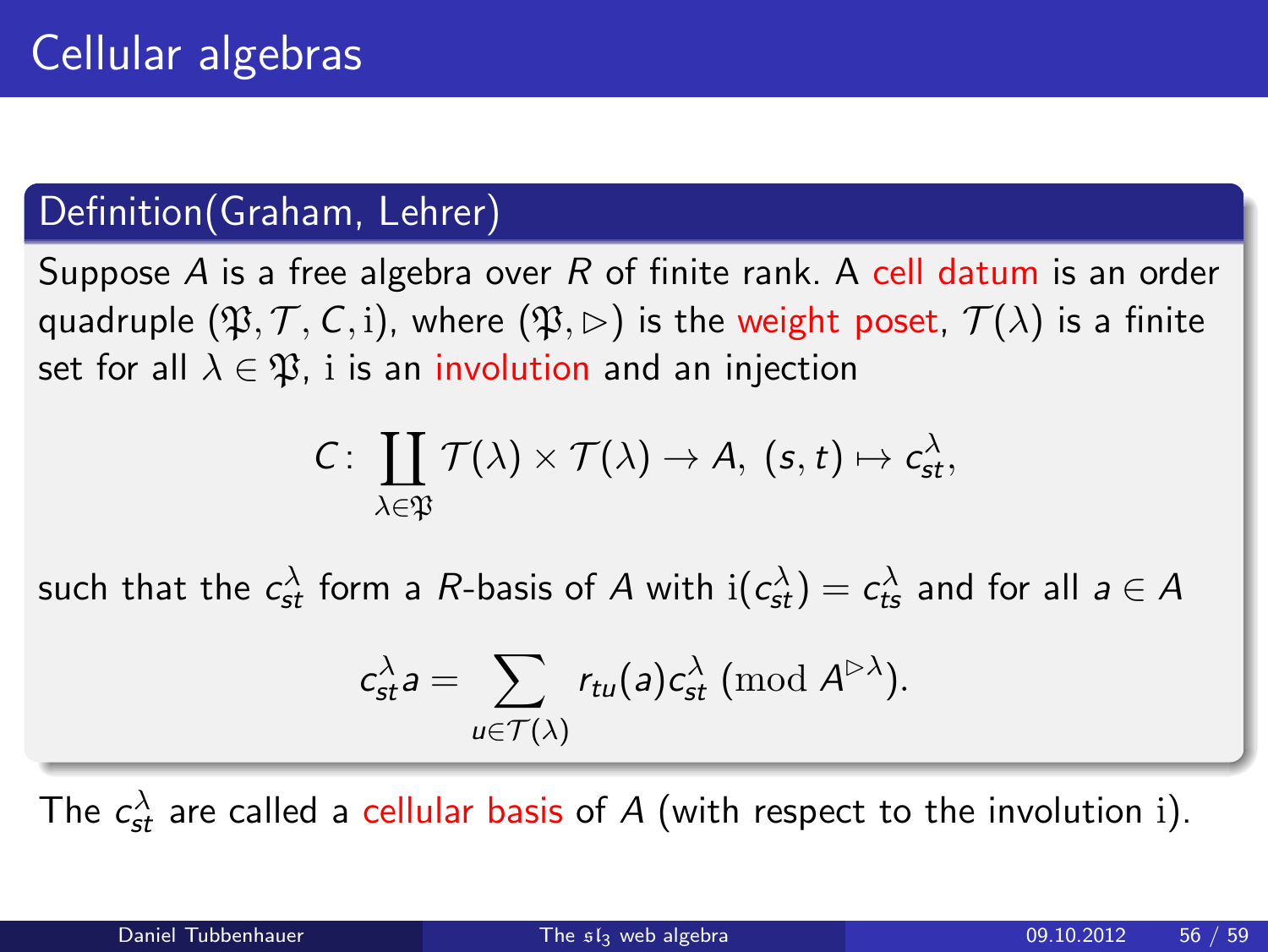# Cellular algebras

## Definition(Graham, Lehrer)

Suppose $A$ is a free algebra over $R$ of finite rank. A cell datum is an order quadruple $(\mathfrak{P}, \mathcal{T}, C, \mathrm{i})$, where $(\mathfrak{P}, \rhd)$ is the weight poset, $\mathcal{T}(\lambda)$ is a finite set for all $\lambda \in \mathfrak{P}$, $\mathrm{i}$ is an involution and an injection

$$C\colon \coprod_{\lambda \in \mathfrak{P}} \mathcal{T}(\lambda) \times \mathcal{T}(\lambda) \to A,\ (s,t) \mapsto c_{st}^{\lambda},$$

such that the $c_{st}^{\lambda}$ form a $R$-basis of $A$ with $\mathrm{i}(c_{st}^{\lambda}) = c_{ts}^{\lambda}$ and for all $a \in A$

$$c_{st}^{\lambda} a = \sum_{u \in \mathcal{T}(\lambda)} r_{tu}(a) c_{st}^{\lambda} \pmod{A^{\rhd \lambda}}.$$

The $c_{st}^{\lambda}$ are called a cellular basis of $A$ (with respect to the involution $\mathrm{i}$).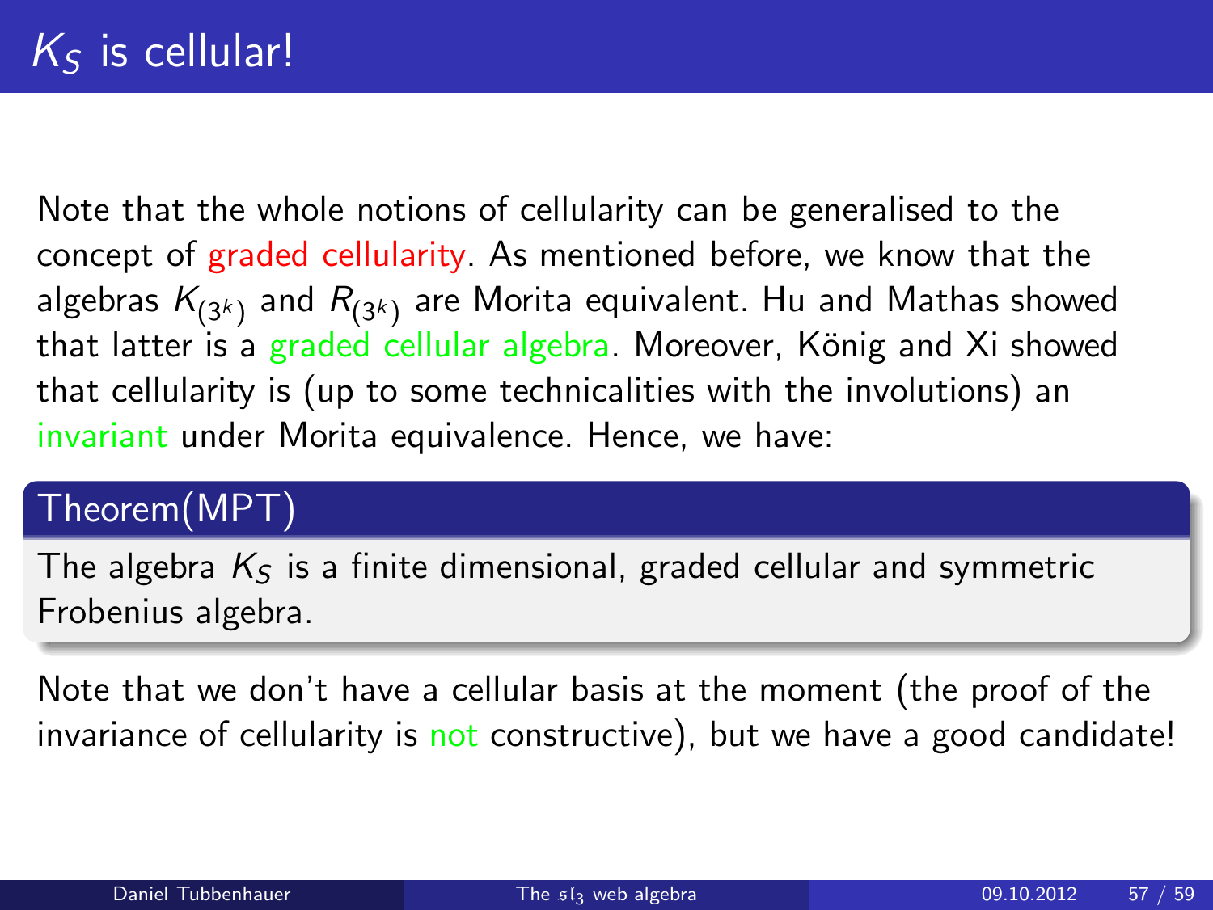# $K_S$ is cellular!

Note that the whole notions of cellularity can be generalised to the concept of graded cellularity. As mentioned before, we know that the algebras $K_{(3^k)}$ and $R_{(3^k)}$ are Morita equivalent. Hu and Mathas showed that latter is a graded cellular algebra. Moreover, König and Xi showed that cellularity is (up to some technicalities with the involutions) an invariant under Morita equivalence. Hence, we have:

**Theorem(MPT)**

The algebra $K_S$ is a finite dimensional, graded cellular and symmetric Frobenius algebra.

Note that we don't have a cellular basis at the moment (the proof of the invariance of cellularity is not constructive), but we have a good candidate!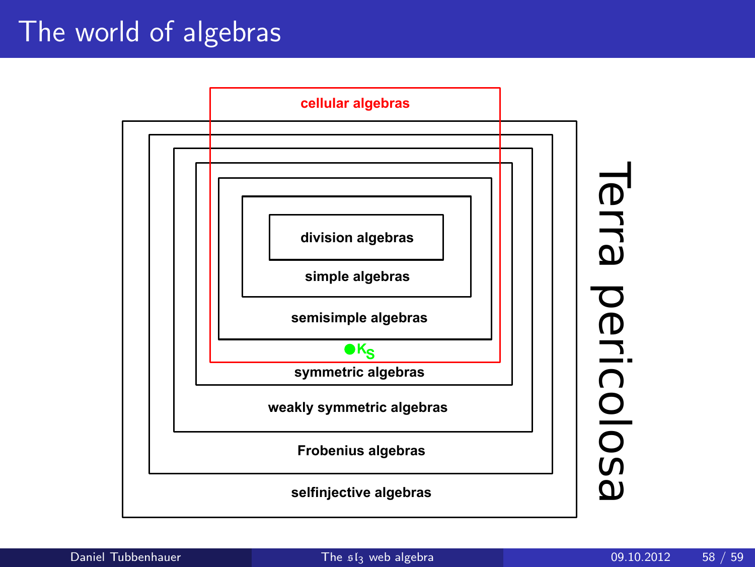# The world of algebras

cellular algebras

division algebras

simple algebras

semisimple algebras

$K_S$

symmetric algebras

weakly symmetric algebras

Frobenius algebras

selfinjective algebras

Terra pericolosa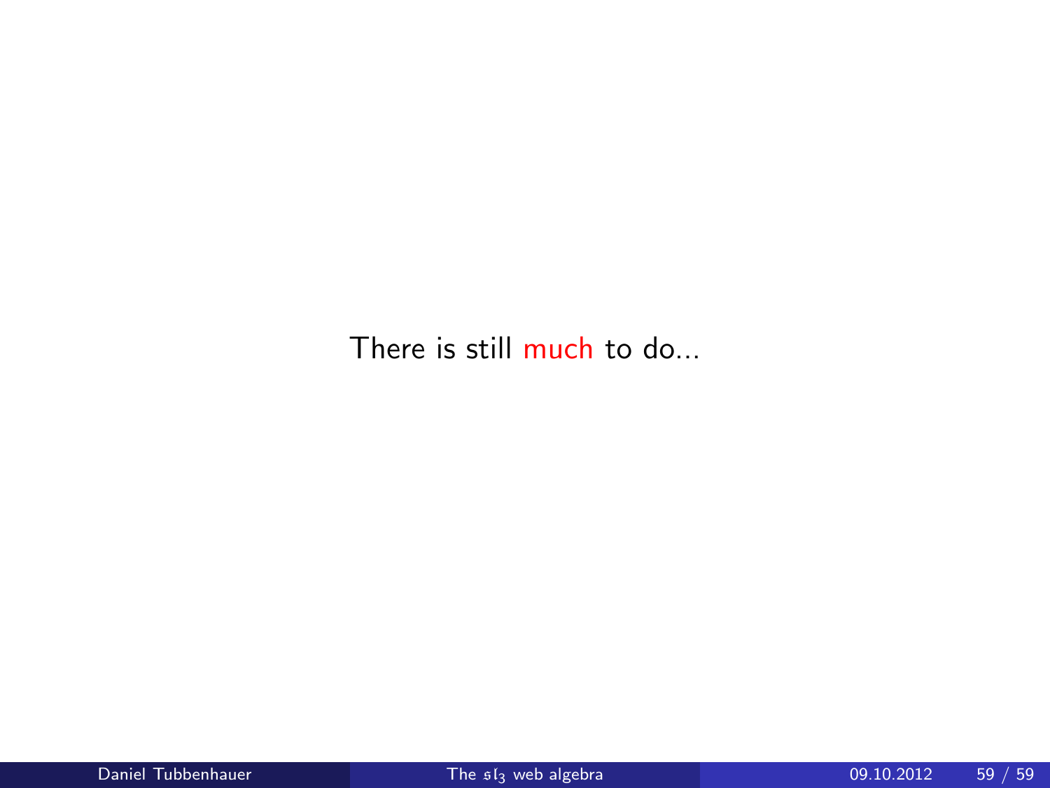There is still much to do...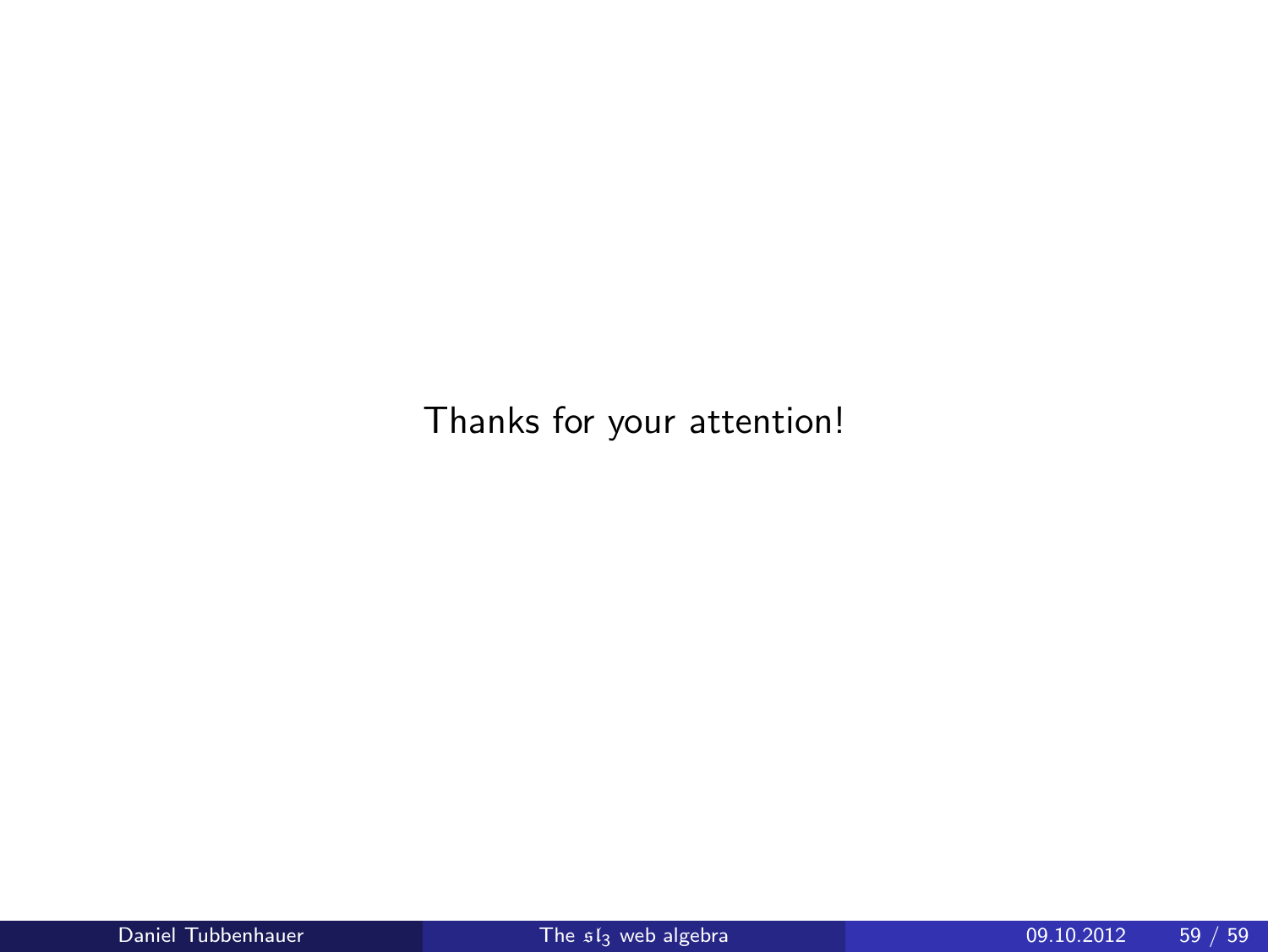Thanks for your attention!